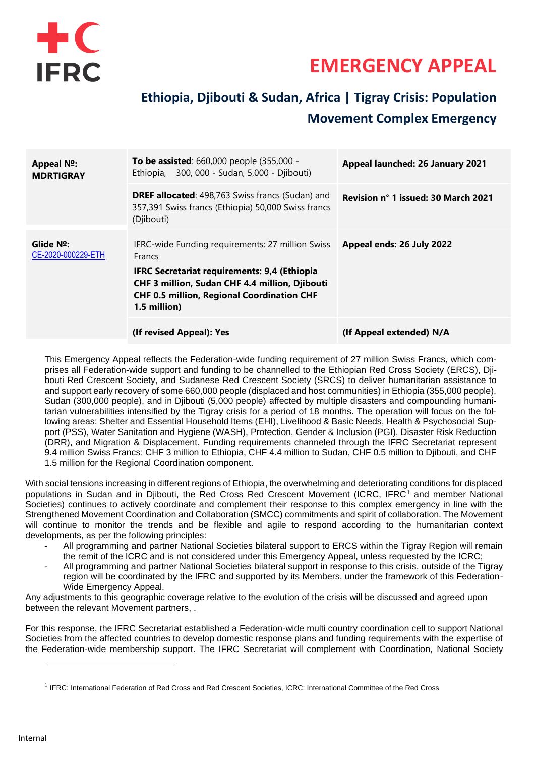# EMERGENCY APPEAL

## Ethiopia, Djibouti & Sudan, Africa | Tigray Crisis: Population Movement Complex Emergency

| | | |
|---|---|---|
| **Appeal №: MDRTIGRAY** | **To be assisted**: 660,000 people (355,000 - Ethiopia, 300, 000 - Sudan, 5,000 - Djibouti) | **Appeal launched: 26 January 2021** |
| | **DREF allocated**: 498,763 Swiss francs (Sudan) and 357,391 Swiss francs (Ethiopia) 50,000 Swiss francs (Djibouti) | **Revision n° 1 issued: 30 March 2021** |
| **Glide №:** CE-2020-000229-ETH | IFRC-wide Funding requirements: 27 million Swiss Francs<br>**IFRC Secretariat requirements: 9,4 (Ethiopia CHF 3 million, Sudan CHF 4.4 million, Djibouti CHF 0.5 million, Regional Coordination CHF 1.5 million)** | **Appeal ends: 26 July 2022** |
| | **(If revised Appeal): Yes** | **(If Appeal extended) N/A** |

This Emergency Appeal reflects the Federation-wide funding requirement of 27 million Swiss Francs, which comprises all Federation-wide support and funding to be channelled to the Ethiopian Red Cross Society (ERCS), Djibouti Red Crescent Society, and Sudanese Red Crescent Society (SRCS) to deliver humanitarian assistance to and support early recovery of some 660,000 people (displaced and host communities) in Ethiopia (355,000 people), Sudan (300,000 people), and in Djibouti (5,000 people) affected by multiple disasters and compounding humanitarian vulnerabilities intensified by the Tigray crisis for a period of 18 months. The operation will focus on the following areas: Shelter and Essential Household Items (EHI), Livelihood & Basic Needs, Health & Psychosocial Support (PSS), Water Sanitation and Hygiene (WASH), Protection, Gender & Inclusion (PGI), Disaster Risk Reduction (DRR), and Migration & Displacement. Funding requirements channeled through the IFRC Secretariat represent 9.4 million Swiss Francs: CHF 3 million to Ethiopia, CHF 4.4 million to Sudan, CHF 0.5 million to Djibouti, and CHF 1.5 million for the Regional Coordination component.

With social tensions increasing in different regions of Ethiopia, the overwhelming and deteriorating conditions for displaced populations in Sudan and in Djibouti, the Red Cross Red Crescent Movement (ICRC, IFRC[1] and member National Societies) continues to actively coordinate and complement their response to this complex emergency in line with the Strengthened Movement Coordination and Collaboration (SMCC) commitments and spirit of collaboration. The Movement will continue to monitor the trends and be flexible and agile to respond according to the humanitarian context developments, as per the following principles:

- All programming and partner National Societies bilateral support to ERCS within the Tigray Region will remain the remit of the ICRC and is not considered under this Emergency Appeal, unless requested by the ICRC;
- All programming and partner National Societies bilateral support in response to this crisis, outside of the Tigray region will be coordinated by the IFRC and supported by its Members, under the framework of this Federation-Wide Emergency Appeal.

Any adjustments to this geographic coverage relative to the evolution of the crisis will be discussed and agreed upon between the relevant Movement partners, .

For this response, the IFRC Secretariat established a Federation-wide multi country coordination cell to support National Societies from the affected countries to develop domestic response plans and funding requirements with the expertise of the Federation-wide membership support. The IFRC Secretariat will complement with Coordination, National Society

[1] IFRC: International Federation of Red Cross and Red Crescent Societies, ICRC: International Committee of the Red Cross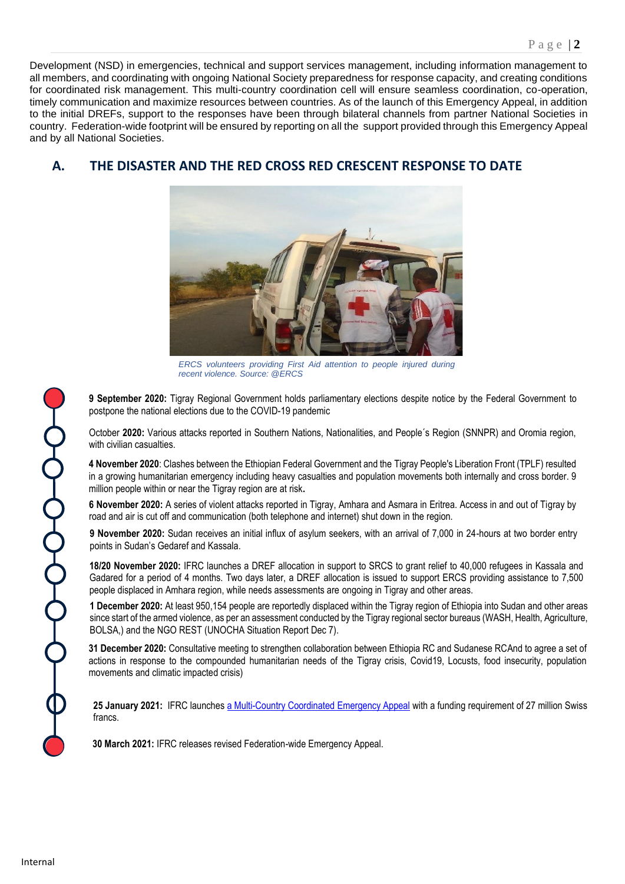Development (NSD) in emergencies, technical and support services management, including information management to all members, and coordinating with ongoing National Society preparedness for response capacity, and creating conditions for coordinated risk management. This multi-country coordination cell will ensure seamless coordination, co-operation, timely communication and maximize resources between countries. As of the launch of this Emergency Appeal, in addition to the initial DREFs, support to the responses have been through bilateral channels from partner National Societies in country. Federation-wide footprint will be ensured by reporting on all the support provided through this Emergency Appeal and by all National Societies.

## A. THE DISASTER AND THE RED CROSS RED CRESCENT RESPONSE TO DATE

*ERCS volunteers providing First Aid attention to people injured during recent violence. Source: @ERCS*

**9 September 2020:** Tigray Regional Government holds parliamentary elections despite notice by the Federal Government to postpone the national elections due to the COVID-19 pandemic

October **2020:** Various attacks reported in Southern Nations, Nationalities, and People´s Region (SNNPR) and Oromia region, with civilian casualties.

**4 November 2020**: Clashes between the Ethiopian Federal Government and the Tigray People's Liberation Front (TPLF) resulted in a growing humanitarian emergency including heavy casualties and population movements both internally and cross border. 9 million people within or near the Tigray region are at risk**.**

**6 November 2020:** A series of violent attacks reported in Tigray, Amhara and Asmara in Eritrea. Access in and out of Tigray by road and air is cut off and communication (both telephone and internet) shut down in the region.

**9 November 2020:** Sudan receives an initial influx of asylum seekers, with an arrival of 7,000 in 24-hours at two border entry points in Sudan's Gedaref and Kassala.

**18/20 November 2020:** IFRC launches a DREF allocation in support to SRCS to grant relief to 40,000 refugees in Kassala and Gadared for a period of 4 months. Two days later, a DREF allocation is issued to support ERCS providing assistance to 7,500 people displaced in Amhara region, while needs assessments are ongoing in Tigray and other areas.

**1 December 2020:** At least 950,154 people are reportedly displaced within the Tigray region of Ethiopia into Sudan and other areas since start of the armed violence, as per an assessment conducted by the Tigray regional sector bureaus (WASH, Health, Agriculture, BOLSA,) and the NGO REST (UNOCHA Situation Report Dec 7).

**31 December 2020:** Consultative meeting to strengthen collaboration between Ethiopia RC and Sudanese RCAnd to agree a set of actions in response to the compounded humanitarian needs of the Tigray crisis, Covid19, Locusts, food insecurity, population movements and climatic impacted crisis)

**25 January 2021:** IFRC launches [a Multi-Country Coordinated Emergency Appeal] with a funding requirement of 27 million Swiss francs.

**30 March 2021:** IFRC releases revised Federation-wide Emergency Appeal.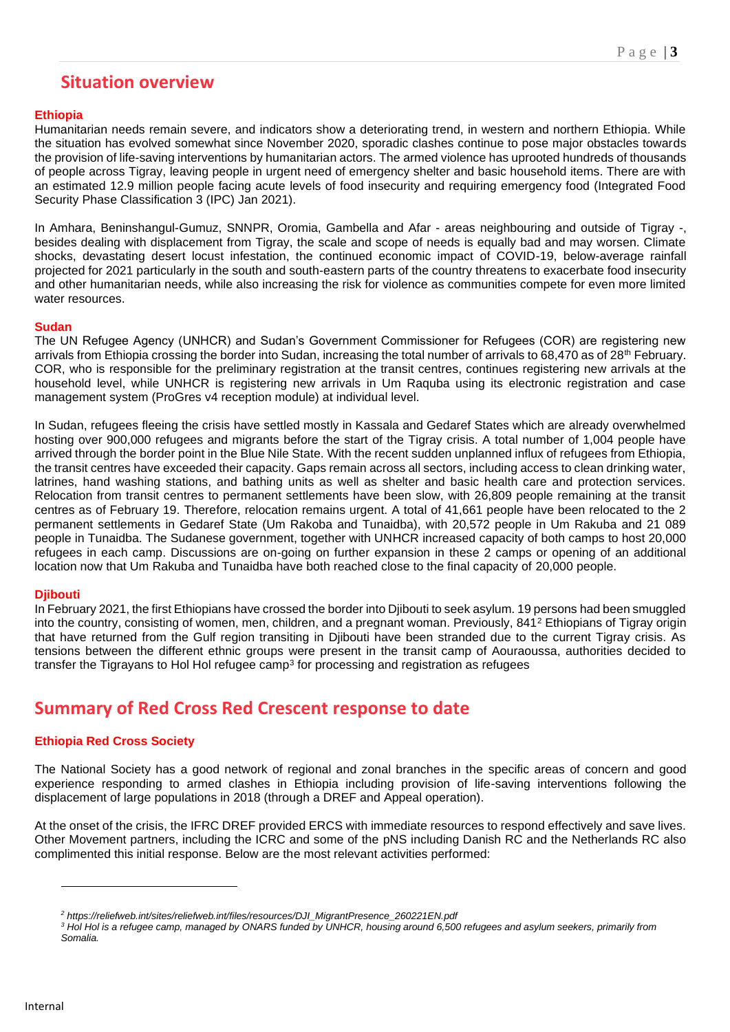## Situation overview

### Ethiopia

Humanitarian needs remain severe, and indicators show a deteriorating trend, in western and northern Ethiopia. While the situation has evolved somewhat since November 2020, sporadic clashes continue to pose major obstacles towards the provision of life-saving interventions by humanitarian actors. The armed violence has uprooted hundreds of thousands of people across Tigray, leaving people in urgent need of emergency shelter and basic household items. There are with an estimated 12.9 million people facing acute levels of food insecurity and requiring emergency food (Integrated Food Security Phase Classification 3 (IPC) Jan 2021).

In Amhara, Beninshangul-Gumuz, SNNPR, Oromia, Gambella and Afar - areas neighbouring and outside of Tigray -, besides dealing with displacement from Tigray, the scale and scope of needs is equally bad and may worsen. Climate shocks, devastating desert locust infestation, the continued economic impact of COVID-19, below-average rainfall projected for 2021 particularly in the south and south-eastern parts of the country threatens to exacerbate food insecurity and other humanitarian needs, while also increasing the risk for violence as communities compete for even more limited water resources.

### Sudan

The UN Refugee Agency (UNHCR) and Sudan's Government Commissioner for Refugees (COR) are registering new arrivals from Ethiopia crossing the border into Sudan, increasing the total number of arrivals to 68,470 as of 28th February. COR, who is responsible for the preliminary registration at the transit centres, continues registering new arrivals at the household level, while UNHCR is registering new arrivals in Um Raquba using its electronic registration and case management system (ProGres v4 reception module) at individual level.

In Sudan, refugees fleeing the crisis have settled mostly in Kassala and Gedaref States which are already overwhelmed hosting over 900,000 refugees and migrants before the start of the Tigray crisis. A total number of 1,004 people have arrived through the border point in the Blue Nile State. With the recent sudden unplanned influx of refugees from Ethiopia, the transit centres have exceeded their capacity. Gaps remain across all sectors, including access to clean drinking water, latrines, hand washing stations, and bathing units as well as shelter and basic health care and protection services. Relocation from transit centres to permanent settlements have been slow, with 26,809 people remaining at the transit centres as of February 19. Therefore, relocation remains urgent. A total of 41,661 people have been relocated to the 2 permanent settlements in Gedaref State (Um Rakoba and Tunaidba), with 20,572 people in Um Rakuba and 21 089 people in Tunaidba. The Sudanese government, together with UNHCR increased capacity of both camps to host 20,000 refugees in each camp. Discussions are on-going on further expansion in these 2 camps or opening of an additional location now that Um Rakuba and Tunaidba have both reached close to the final capacity of 20,000 people.

### Djibouti

In February 2021, the first Ethiopians have crossed the border into Djibouti to seek asylum. 19 persons had been smuggled into the country, consisting of women, men, children, and a pregnant woman. Previously, 841[2] Ethiopians of Tigray origin that have returned from the Gulf region transiting in Djibouti have been stranded due to the current Tigray crisis. As tensions between the different ethnic groups were present in the transit camp of Aouraoussa, authorities decided to transfer the Tigrayans to Hol Hol refugee camp[3] for processing and registration as refugees

## Summary of Red Cross Red Crescent response to date

### Ethiopia Red Cross Society

The National Society has a good network of regional and zonal branches in the specific areas of concern and good experience responding to armed clashes in Ethiopia including provision of life-saving interventions following the displacement of large populations in 2018 (through a DREF and Appeal operation).

At the onset of the crisis, the IFRC DREF provided ERCS with immediate resources to respond effectively and save lives. Other Movement partners, including the ICRC and some of the pNS including Danish RC and the Netherlands RC also complimented this initial response. Below are the most relevant activities performed:

---

*[2] https://reliefweb.int/sites/reliefweb.int/files/resources/DJI_MigrantPresence_260221EN.pdf*

*[3] Hol Hol is a refugee camp, managed by ONARS funded by UNHCR, housing around 6,500 refugees and asylum seekers, primarily from Somalia.*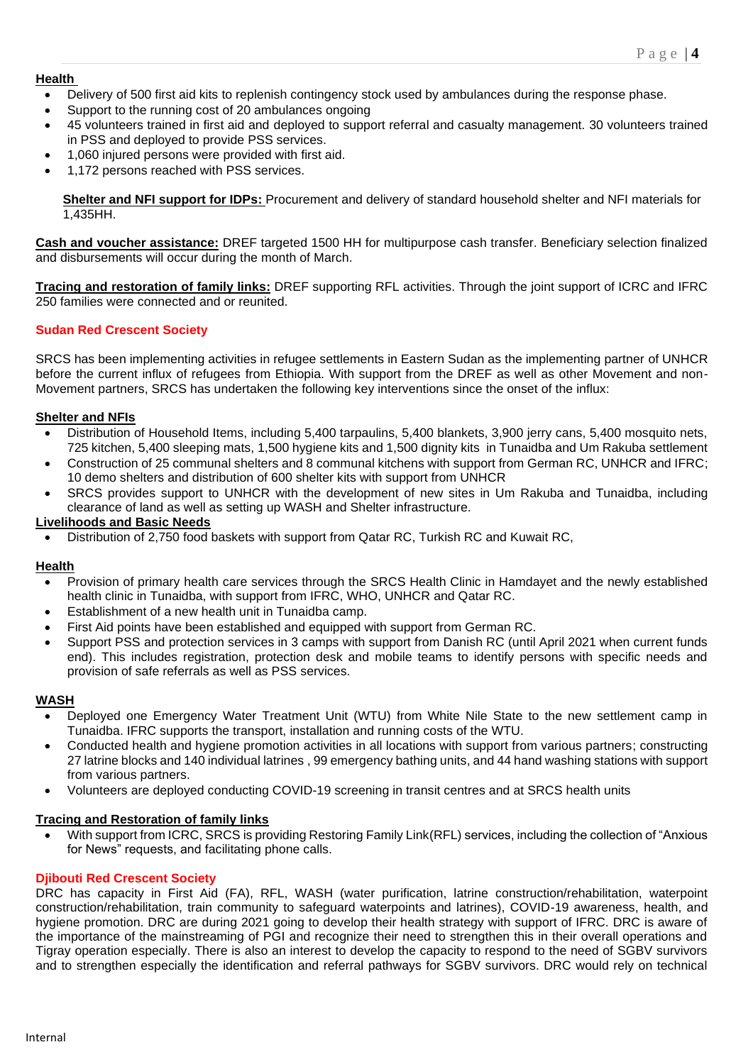**Health**

- Delivery of 500 first aid kits to replenish contingency stock used by ambulances during the response phase.
- Support to the running cost of 20 ambulances ongoing
- 45 volunteers trained in first aid and deployed to support referral and casualty management. 30 volunteers trained in PSS and deployed to provide PSS services.
- 1,060 injured persons were provided with first aid.
- 1,172 persons reached with PSS services.

**Shelter and NFI support for IDPs:** Procurement and delivery of standard household shelter and NFI materials for 1,435HH.

**Cash and voucher assistance:** DREF targeted 1500 HH for multipurpose cash transfer. Beneficiary selection finalized and disbursements will occur during the month of March.

**Tracing and restoration of family links:** DREF supporting RFL activities. Through the joint support of ICRC and IFRC 250 families were connected and or reunited.

## Sudan Red Crescent Society

SRCS has been implementing activities in refugee settlements in Eastern Sudan as the implementing partner of UNHCR before the current influx of refugees from Ethiopia. With support from the DREF as well as other Movement and non-Movement partners, SRCS has undertaken the following key interventions since the onset of the influx:

**Shelter and NFIs**

- Distribution of Household Items, including 5,400 tarpaulins, 5,400 blankets, 3,900 jerry cans, 5,400 mosquito nets, 725 kitchen, 5,400 sleeping mats, 1,500 hygiene kits and 1,500 dignity kits in Tunaidba and Um Rakuba settlement
- Construction of 25 communal shelters and 8 communal kitchens with support from German RC, UNHCR and IFRC; 10 demo shelters and distribution of 600 shelter kits with support from UNHCR
- SRCS provides support to UNHCR with the development of new sites in Um Rakuba and Tunaidba, including clearance of land as well as setting up WASH and Shelter infrastructure.

**Livelihoods and Basic Needs**

- Distribution of 2,750 food baskets with support from Qatar RC, Turkish RC and Kuwait RC,

**Health**

- Provision of primary health care services through the SRCS Health Clinic in Hamdayet and the newly established health clinic in Tunaidba, with support from IFRC, WHO, UNHCR and Qatar RC.
- Establishment of a new health unit in Tunaidba camp.
- First Aid points have been established and equipped with support from German RC.
- Support PSS and protection services in 3 camps with support from Danish RC (until April 2021 when current funds end). This includes registration, protection desk and mobile teams to identify persons with specific needs and provision of safe referrals as well as PSS services.

**WASH**

- Deployed one Emergency Water Treatment Unit (WTU) from White Nile State to the new settlement camp in Tunaidba. IFRC supports the transport, installation and running costs of the WTU.
- Conducted health and hygiene promotion activities in all locations with support from various partners; constructing 27 latrine blocks and 140 individual latrines , 99 emergency bathing units, and 44 hand washing stations with support from various partners.
- Volunteers are deployed conducting COVID-19 screening in transit centres and at SRCS health units

**Tracing and Restoration of family links**

- With support from ICRC, SRCS is providing Restoring Family Link(RFL) services, including the collection of "Anxious for News" requests, and facilitating phone calls.

## Djibouti Red Crescent Society

DRC has capacity in First Aid (FA), RFL, WASH (water purification, latrine construction/rehabilitation, waterpoint construction/rehabilitation, train community to safeguard waterpoints and latrines), COVID-19 awareness, health, and hygiene promotion. DRC are during 2021 going to develop their health strategy with support of IFRC. DRC is aware of the importance of the mainstreaming of PGI and recognize their need to strengthen this in their overall operations and Tigray operation especially. There is also an interest to develop the capacity to respond to the need of SGBV survivors and to strengthen especially the identification and referral pathways for SGBV survivors. DRC would rely on technical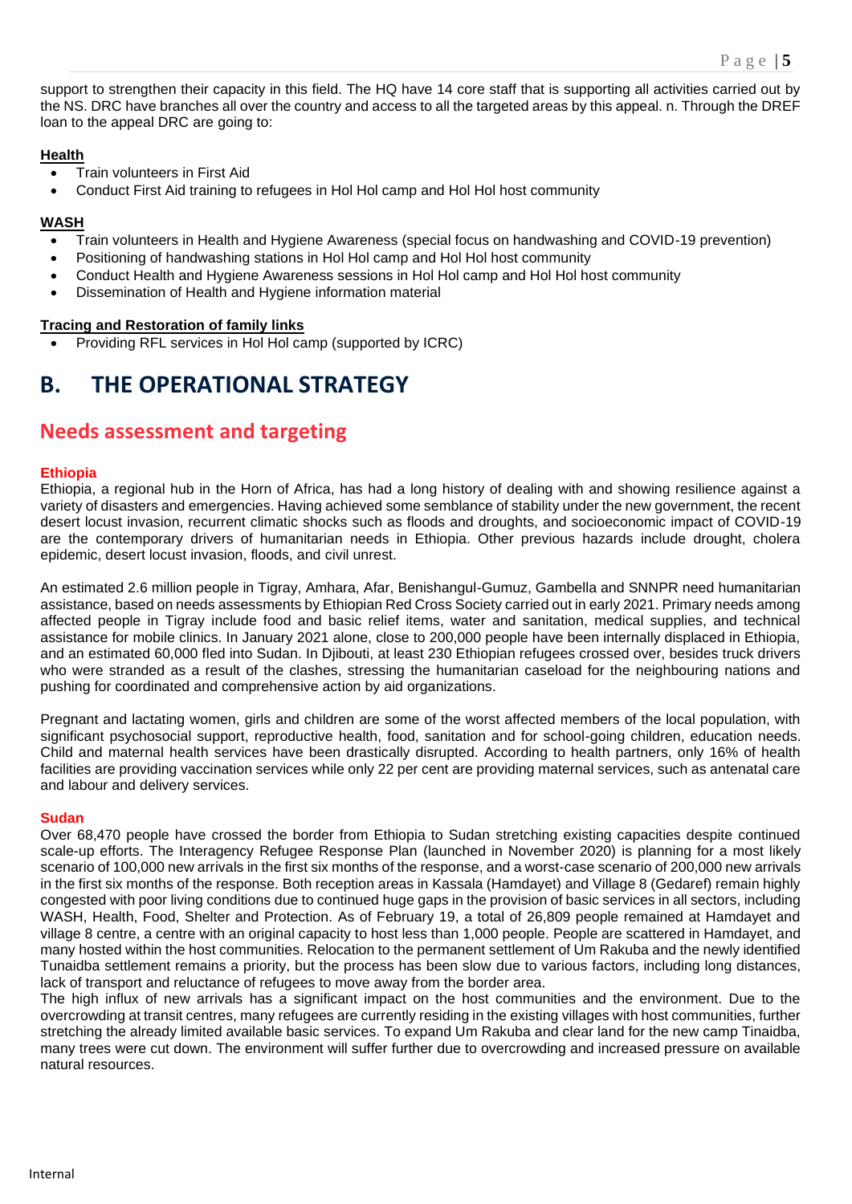support to strengthen their capacity in this field. The HQ have 14 core staff that is supporting all activities carried out by the NS. DRC have branches all over the country and access to all the targeted areas by this appeal. n. Through the DREF loan to the appeal DRC are going to:

**Health**

- Train volunteers in First Aid
- Conduct First Aid training to refugees in Hol Hol camp and Hol Hol host community

**WASH**

- Train volunteers in Health and Hygiene Awareness (special focus on handwashing and COVID-19 prevention)
- Positioning of handwashing stations in Hol Hol camp and Hol Hol host community
- Conduct Health and Hygiene Awareness sessions in Hol Hol camp and Hol Hol host community
- Dissemination of Health and Hygiene information material

**Tracing and Restoration of family links**

- Providing RFL services in Hol Hol camp (supported by ICRC)

# B. THE OPERATIONAL STRATEGY

## Needs assessment and targeting

### Ethiopia

Ethiopia, a regional hub in the Horn of Africa, has had a long history of dealing with and showing resilience against a variety of disasters and emergencies. Having achieved some semblance of stability under the new government, the recent desert locust invasion, recurrent climatic shocks such as floods and droughts, and socioeconomic impact of COVID-19 are the contemporary drivers of humanitarian needs in Ethiopia. Other previous hazards include drought, cholera epidemic, desert locust invasion, floods, and civil unrest.

An estimated 2.6 million people in Tigray, Amhara, Afar, Benishangul-Gumuz, Gambella and SNNPR need humanitarian assistance, based on needs assessments by Ethiopian Red Cross Society carried out in early 2021. Primary needs among affected people in Tigray include food and basic relief items, water and sanitation, medical supplies, and technical assistance for mobile clinics. In January 2021 alone, close to 200,000 people have been internally displaced in Ethiopia, and an estimated 60,000 fled into Sudan. In Djibouti, at least 230 Ethiopian refugees crossed over, besides truck drivers who were stranded as a result of the clashes, stressing the humanitarian caseload for the neighbouring nations and pushing for coordinated and comprehensive action by aid organizations.

Pregnant and lactating women, girls and children are some of the worst affected members of the local population, with significant psychosocial support, reproductive health, food, sanitation and for school-going children, education needs. Child and maternal health services have been drastically disrupted. According to health partners, only 16% of health facilities are providing vaccination services while only 22 per cent are providing maternal services, such as antenatal care and labour and delivery services.

### Sudan

Over 68,470 people have crossed the border from Ethiopia to Sudan stretching existing capacities despite continued scale-up efforts. The Interagency Refugee Response Plan (launched in November 2020) is planning for a most likely scenario of 100,000 new arrivals in the first six months of the response, and a worst-case scenario of 200,000 new arrivals in the first six months of the response. Both reception areas in Kassala (Hamdayet) and Village 8 (Gedaref) remain highly congested with poor living conditions due to continued huge gaps in the provision of basic services in all sectors, including WASH, Health, Food, Shelter and Protection. As of February 19, a total of 26,809 people remained at Hamdayet and village 8 centre, a centre with an original capacity to host less than 1,000 people. People are scattered in Hamdayet, and many hosted within the host communities. Relocation to the permanent settlement of Um Rakuba and the newly identified Tunaidba settlement remains a priority, but the process has been slow due to various factors, including long distances, lack of transport and reluctance of refugees to move away from the border area.

The high influx of new arrivals has a significant impact on the host communities and the environment. Due to the overcrowding at transit centres, many refugees are currently residing in the existing villages with host communities, further stretching the already limited available basic services. To expand Um Rakuba and clear land for the new camp Tinaidba, many trees were cut down. The environment will suffer further due to overcrowding and increased pressure on available natural resources.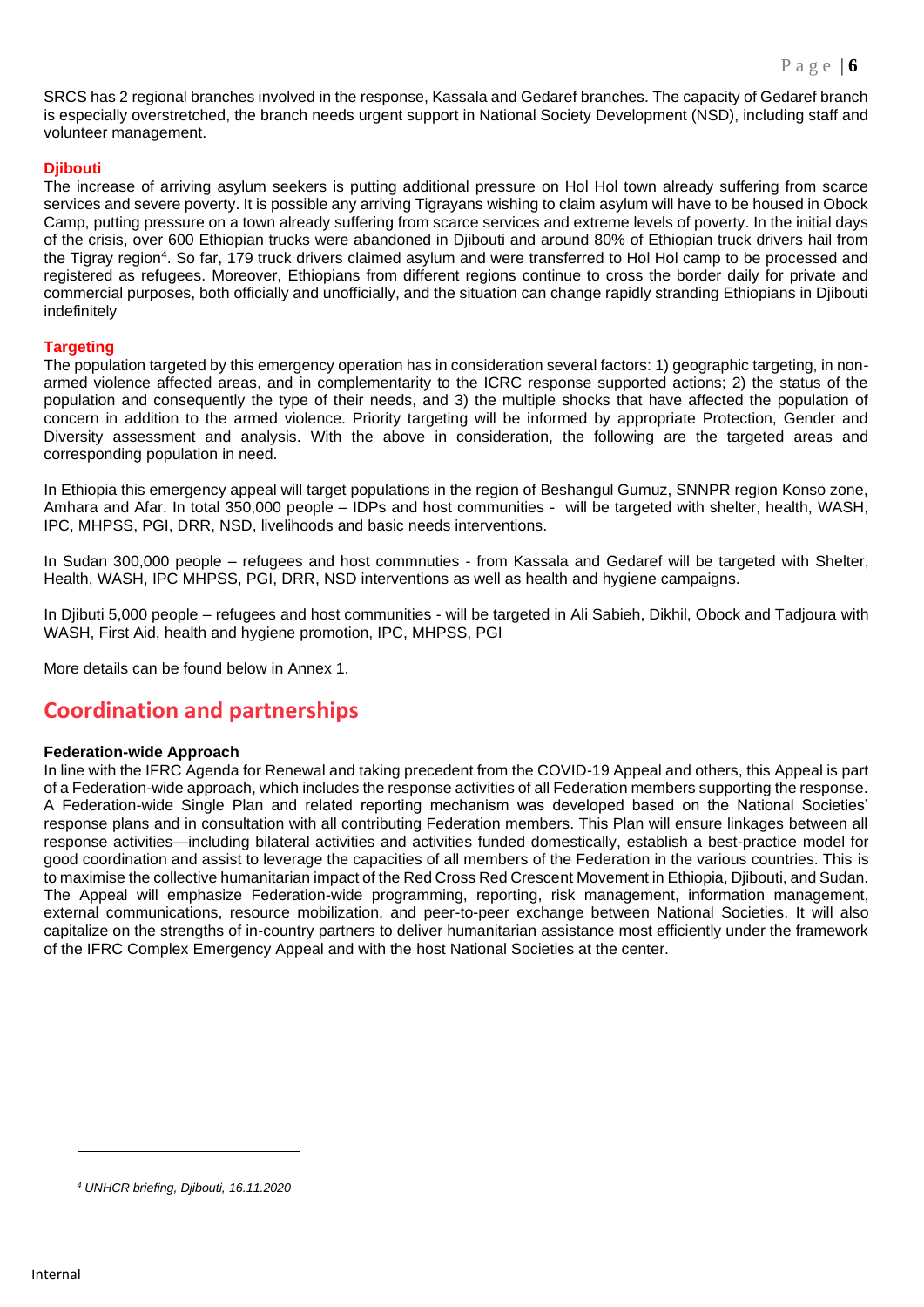SRCS has 2 regional branches involved in the response, Kassala and Gedaref branches. The capacity of Gedaref branch is especially overstretched, the branch needs urgent support in National Society Development (NSD), including staff and volunteer management.

**Djibouti**

The increase of arriving asylum seekers is putting additional pressure on Hol Hol town already suffering from scarce services and severe poverty. It is possible any arriving Tigrayans wishing to claim asylum will have to be housed in Obock Camp, putting pressure on a town already suffering from scarce services and extreme levels of poverty. In the initial days of the crisis, over 600 Ethiopian trucks were abandoned in Djibouti and around 80% of Ethiopian truck drivers hail from the Tigray region[4]. So far, 179 truck drivers claimed asylum and were transferred to Hol Hol camp to be processed and registered as refugees. Moreover, Ethiopians from different regions continue to cross the border daily for private and commercial purposes, both officially and unofficially, and the situation can change rapidly stranding Ethiopians in Djibouti indefinitely

**Targeting**

The population targeted by this emergency operation has in consideration several factors: 1) geographic targeting, in non-armed violence affected areas, and in complementarity to the ICRC response supported actions; 2) the status of the population and consequently the type of their needs, and 3) the multiple shocks that have affected the population of concern in addition to the armed violence. Priority targeting will be informed by appropriate Protection, Gender and Diversity assessment and analysis. With the above in consideration, the following are the targeted areas and corresponding population in need.

In Ethiopia this emergency appeal will target populations in the region of Beshangul Gumuz, SNNPR region Konso zone, Amhara and Afar. In total 350,000 people – IDPs and host communities - will be targeted with shelter, health, WASH, IPC, MHPSS, PGI, DRR, NSD, livelihoods and basic needs interventions.

In Sudan 300,000 people – refugees and host commnuties - from Kassala and Gedaref will be targeted with Shelter, Health, WASH, IPC MHPSS, PGI, DRR, NSD interventions as well as health and hygiene campaigns.

In Djibuti 5,000 people – refugees and host communities - will be targeted in Ali Sabieh, Dikhil, Obock and Tadjoura with WASH, First Aid, health and hygiene promotion, IPC, MHPSS, PGI

More details can be found below in Annex 1.

## Coordination and partnerships

**Federation-wide Approach**

In line with the IFRC Agenda for Renewal and taking precedent from the COVID-19 Appeal and others, this Appeal is part of a Federation-wide approach, which includes the response activities of all Federation members supporting the response. A Federation-wide Single Plan and related reporting mechanism was developed based on the National Societies' response plans and in consultation with all contributing Federation members. This Plan will ensure linkages between all response activities—including bilateral activities and activities funded domestically, establish a best-practice model for good coordination and assist to leverage the capacities of all members of the Federation in the various countries. This is to maximise the collective humanitarian impact of the Red Cross Red Crescent Movement in Ethiopia, Djibouti, and Sudan. The Appeal will emphasize Federation-wide programming, reporting, risk management, information management, external communications, resource mobilization, and peer-to-peer exchange between National Societies. It will also capitalize on the strengths of in-country partners to deliver humanitarian assistance most efficiently under the framework of the IFRC Complex Emergency Appeal and with the host National Societies at the center.

---

[4] *UNHCR briefing, Djibouti, 16.11.2020*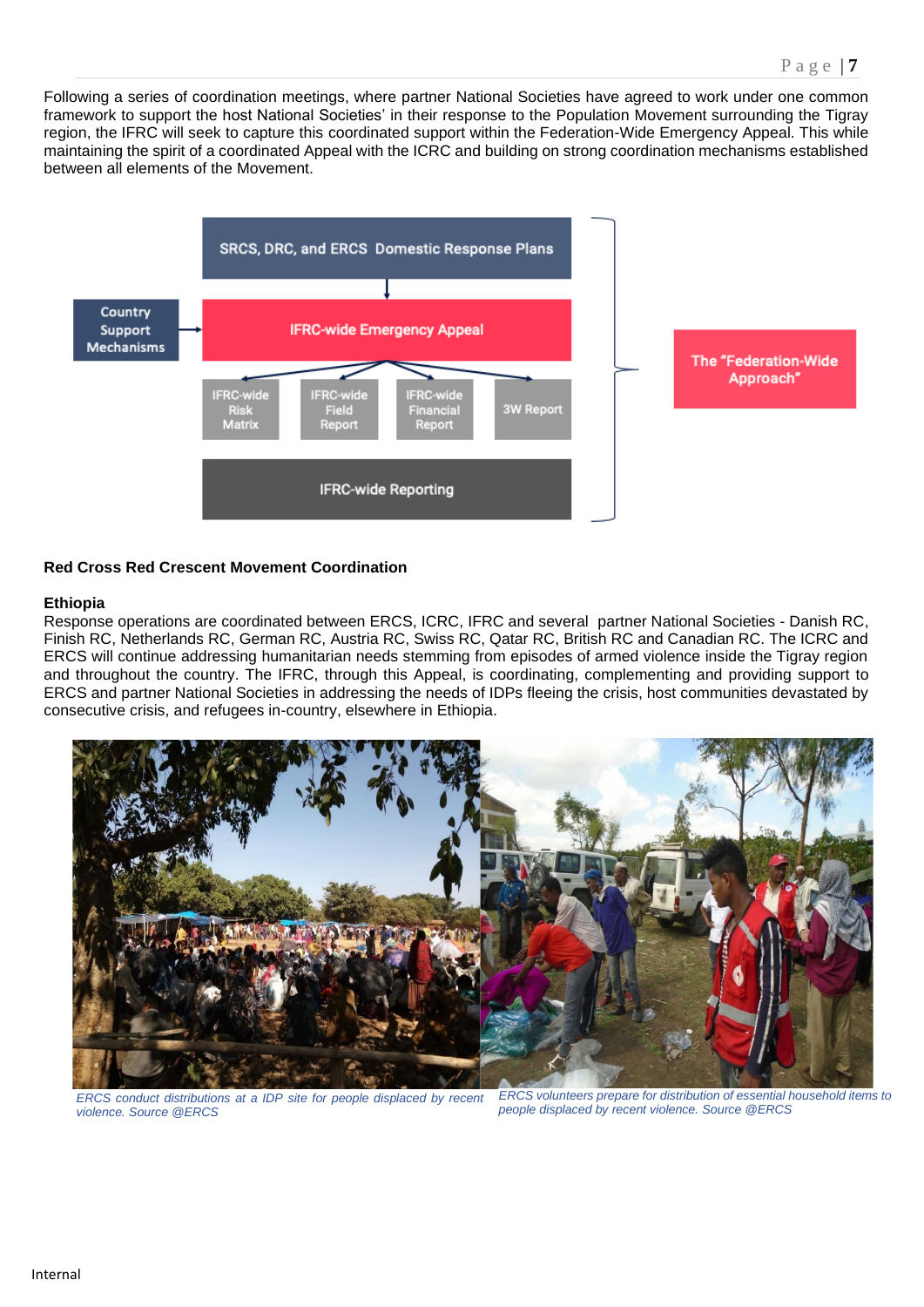Following a series of coordination meetings, where partner National Societies have agreed to work under one common framework to support the host National Societies' in their response to the Population Movement surrounding the Tigray region, the IFRC will seek to capture this coordinated support within the Federation-Wide Emergency Appeal. This while maintaining the spirit of a coordinated Appeal with the ICRC and building on strong coordination mechanisms established between all elements of the Movement.

SRCS, DRC, and ERCS Domestic Response Plans

Country Support Mechanisms

IFRC-wide Emergency Appeal

IFRC-wide Risk Matrix | IFRC-wide Field Report | IFRC-wide Financial Report | 3W Report

IFRC-wide Reporting

The "Federation-Wide Approach"

**Red Cross Red Crescent Movement Coordination**

**Ethiopia**

Response operations are coordinated between ERCS, ICRC, IFRC and several partner National Societies - Danish RC, Finish RC, Netherlands RC, German RC, Austria RC, Swiss RC, Qatar RC, British RC and Canadian RC. The ICRC and ERCS will continue addressing humanitarian needs stemming from episodes of armed violence inside the Tigray region and throughout the country. The IFRC, through this Appeal, is coordinating, complementing and providing support to ERCS and partner National Societies in addressing the needs of IDPs fleeing the crisis, host communities devastated by consecutive crisis, and refugees in-country, elsewhere in Ethiopia.

*ERCS conduct distributions at a IDP site for people displaced by recent violence. Source @ERCS*

*ERCS volunteers prepare for distribution of essential household items to people displaced by recent violence. Source @ERCS*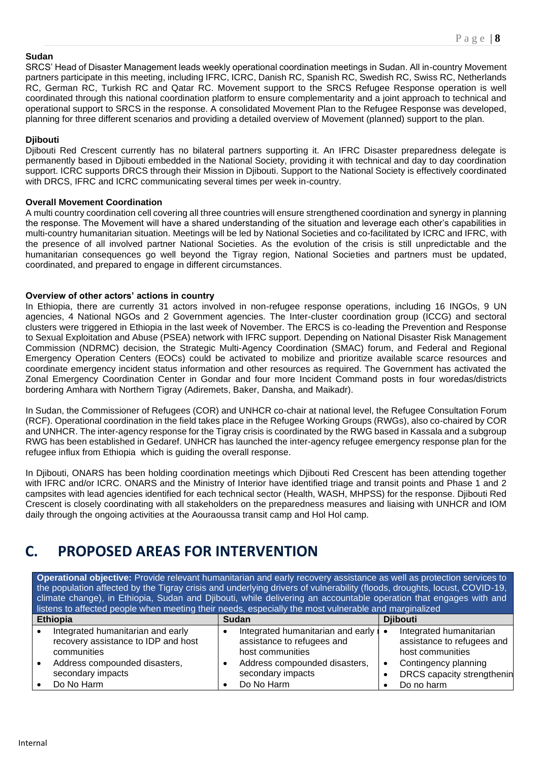**Sudan**

SRCS' Head of Disaster Management leads weekly operational coordination meetings in Sudan. All in-country Movement partners participate in this meeting, including IFRC, ICRC, Danish RC, Spanish RC, Swedish RC, Swiss RC, Netherlands RC, German RC, Turkish RC and Qatar RC. Movement support to the SRCS Refugee Response operation is well coordinated through this national coordination platform to ensure complementarity and a joint approach to technical and operational support to SRCS in the response. A consolidated Movement Plan to the Refugee Response was developed, planning for three different scenarios and providing a detailed overview of Movement (planned) support to the plan.

**Djibouti**

Djibouti Red Crescent currently has no bilateral partners supporting it. An IFRC Disaster preparedness delegate is permanently based in Djibouti embedded in the National Society, providing it with technical and day to day coordination support. ICRC supports DRCS through their Mission in Djibouti. Support to the National Society is effectively coordinated with DRCS, IFRC and ICRC communicating several times per week in-country.

**Overall Movement Coordination**

A multi country coordination cell covering all three countries will ensure strengthened coordination and synergy in planning the response. The Movement will have a shared understanding of the situation and leverage each other's capabilities in multi-country humanitarian situation. Meetings will be led by National Societies and co-facilitated by ICRC and IFRC, with the presence of all involved partner National Societies. As the evolution of the crisis is still unpredictable and the humanitarian consequences go well beyond the Tigray region, National Societies and partners must be updated, coordinated, and prepared to engage in different circumstances.

**Overview of other actors' actions in country**

In Ethiopia, there are currently 31 actors involved in non-refugee response operations, including 16 INGOs, 9 UN agencies, 4 National NGOs and 2 Government agencies. The Inter-cluster coordination group (ICCG) and sectoral clusters were triggered in Ethiopia in the last week of November. The ERCS is co-leading the Prevention and Response to Sexual Exploitation and Abuse (PSEA) network with IFRC support. Depending on National Disaster Risk Management Commission (NDRMC) decision, the Strategic Multi-Agency Coordination (SMAC) forum, and Federal and Regional Emergency Operation Centers (EOCs) could be activated to mobilize and prioritize available scarce resources and coordinate emergency incident status information and other resources as required. The Government has activated the Zonal Emergency Coordination Center in Gondar and four more Incident Command posts in four woredas/districts bordering Amhara with Northern Tigray (Adiremets, Baker, Dansha, and Maikadr).

In Sudan, the Commissioner of Refugees (COR) and UNHCR co-chair at national level, the Refugee Consultation Forum (RCF). Operational coordination in the field takes place in the Refugee Working Groups (RWGs), also co-chaired by COR and UNHCR. The inter-agency response for the Tigray crisis is coordinated by the RWG based in Kassala and a subgroup RWG has been established in Gedaref. UNHCR has launched the inter-agency refugee emergency response plan for the refugee influx from Ethiopia which is guiding the overall response.

In Djibouti, ONARS has been holding coordination meetings which Djibouti Red Crescent has been attending together with IFRC and/or ICRC. ONARS and the Ministry of Interior have identified triage and transit points and Phase 1 and 2 campsites with lead agencies identified for each technical sector (Health, WASH, MHPSS) for the response. Djibouti Red Crescent is closely coordinating with all stakeholders on the preparedness measures and liaising with UNHCR and IOM daily through the ongoing activities at the Aouraoussa transit camp and Hol Hol camp.

# C. PROPOSED AREAS FOR INTERVENTION

**Operational objective:** Provide relevant humanitarian and early recovery assistance as well as protection services to the population affected by the Tigray crisis and underlying drivers of vulnerability (floods, droughts, locust, COVID-19, climate change), in Ethiopia, Sudan and Djibouti, while delivering an accountable operation that engages with and listens to affected people when meeting their needs, especially the most vulnerable and marginalized

| Ethiopia | Sudan | Djibouti |
|---|---|---|
| • Integrated humanitarian and early recovery assistance to IDP and host communities<br>• Address compounded disasters, secondary impacts<br>• Do No Harm | • Integrated humanitarian and early r assistance to refugees and host communities<br>• Address compounded disasters, secondary impacts<br>• Do No Harm | • Integrated humanitarian assistance to refugees and host communities<br>• Contingency planning<br>• DRCS capacity strengthenin<br>• Do no harm |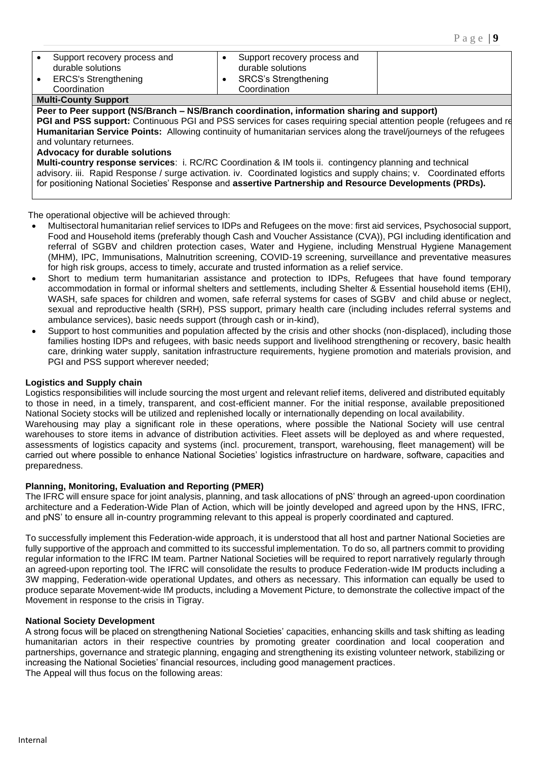| | | |
|---|---|---|
| • Support recovery process and durable solutions<br>• ERCS's Strengthening Coordination | • Support recovery process and durable solutions<br>• SRCS's Strengthening Coordination | |
| **Multi-County Support** | | |
| **Peer to Peer support (NS/Branch – NS/Branch coordination, information sharing and support)**<br>**PGI and PSS support:** Continuous PGI and PSS services for cases requiring special attention people (refugees and re<br>**Humanitarian Service Points:** Allowing continuity of humanitarian services along the travel/journeys of the refugees and voluntary returnees.<br>**Advocacy for durable solutions**<br>**Multi-country response services**: i. RC/RC Coordination & IM tools ii. contingency planning and technical advisory. iii. Rapid Response / surge activation. iv. Coordinated logistics and supply chains; v. Coordinated efforts for positioning National Societies' Response and **assertive Partnership and Resource Developments (PRDs).** | | |

The operational objective will be achieved through:

- Multisectoral humanitarian relief services to IDPs and Refugees on the move: first aid services, Psychosocial support, Food and Household items (preferably though Cash and Voucher Assistance (CVA)), PGI including identification and referral of SGBV and children protection cases, Water and Hygiene, including Menstrual Hygiene Management (MHM), IPC, Immunisations, Malnutrition screening, COVID-19 screening, surveillance and preventative measures for high risk groups, access to timely, accurate and trusted information as a relief service.
- Short to medium term humanitarian assistance and protection to IDPs, Refugees that have found temporary accommodation in formal or informal shelters and settlements, including Shelter & Essential household items (EHI), WASH, safe spaces for children and women, safe referral systems for cases of SGBV and child abuse or neglect, sexual and reproductive health (SRH), PSS support, primary health care (including includes referral systems and ambulance services), basic needs support (through cash or in-kind),
- Support to host communities and population affected by the crisis and other shocks (non-displaced), including those families hosting IDPs and refugees, with basic needs support and livelihood strengthening or recovery, basic health care, drinking water supply, sanitation infrastructure requirements, hygiene promotion and materials provision, and PGI and PSS support wherever needed;

**Logistics and Supply chain**

Logistics responsibilities will include sourcing the most urgent and relevant relief items, delivered and distributed equitably to those in need, in a timely, transparent, and cost-efficient manner. For the initial response, available prepositioned National Society stocks will be utilized and replenished locally or internationally depending on local availability.

Warehousing may play a significant role in these operations, where possible the National Society will use central warehouses to store items in advance of distribution activities. Fleet assets will be deployed as and where requested, assessments of logistics capacity and systems (incl. procurement, transport, warehousing, fleet management) will be carried out where possible to enhance National Societies' logistics infrastructure on hardware, software, capacities and preparedness.

**Planning, Monitoring, Evaluation and Reporting (PMER)**

The IFRC will ensure space for joint analysis, planning, and task allocations of pNS' through an agreed-upon coordination architecture and a Federation-Wide Plan of Action, which will be jointly developed and agreed upon by the HNS, IFRC, and pNS' to ensure all in-country programming relevant to this appeal is properly coordinated and captured.

To successfully implement this Federation-wide approach, it is understood that all host and partner National Societies are fully supportive of the approach and committed to its successful implementation. To do so, all partners commit to providing regular information to the IFRC IM team. Partner National Societies will be required to report narratively regularly through an agreed-upon reporting tool. The IFRC will consolidate the results to produce Federation-wide IM products including a 3W mapping, Federation-wide operational Updates, and others as necessary. This information can equally be used to produce separate Movement-wide IM products, including a Movement Picture, to demonstrate the collective impact of the Movement in response to the crisis in Tigray.

**National Society Development**

A strong focus will be placed on strengthening National Societies' capacities, enhancing skills and task shifting as leading humanitarian actors in their respective countries by promoting greater coordination and local cooperation and partnerships, governance and strategic planning, engaging and strengthening its existing volunteer network, stabilizing or increasing the National Societies' financial resources, including good management practices.

The Appeal will thus focus on the following areas: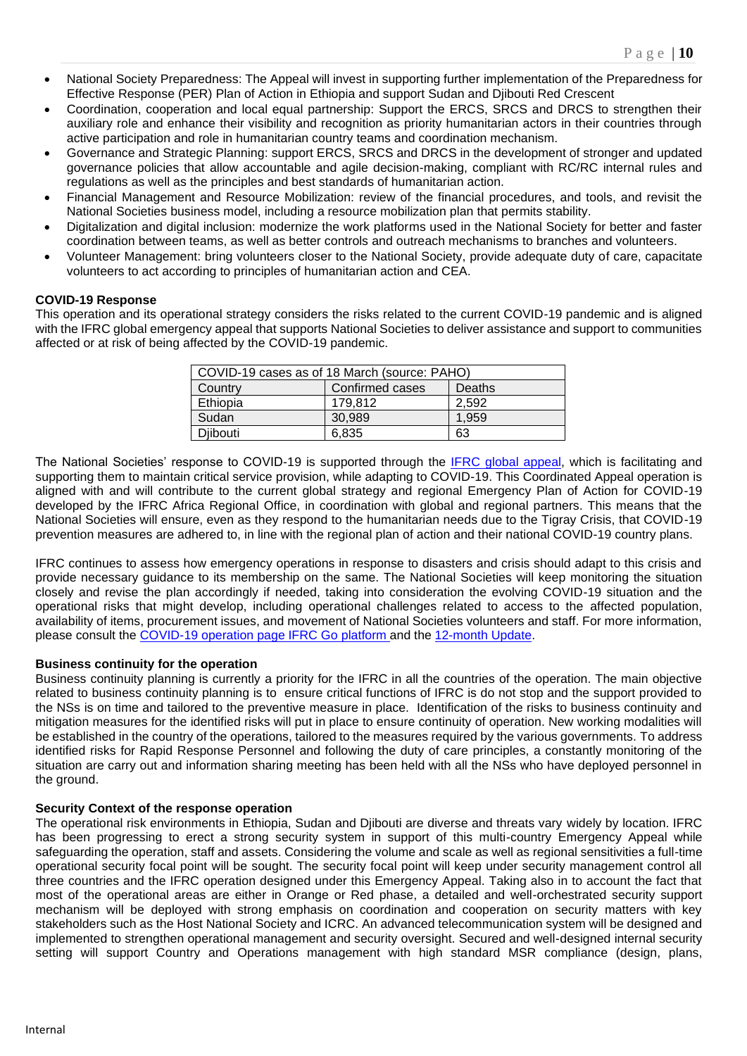- National Society Preparedness: The Appeal will invest in supporting further implementation of the Preparedness for Effective Response (PER) Plan of Action in Ethiopia and support Sudan and Djibouti Red Crescent
- Coordination, cooperation and local equal partnership: Support the ERCS, SRCS and DRCS to strengthen their auxiliary role and enhance their visibility and recognition as priority humanitarian actors in their countries through active participation and role in humanitarian country teams and coordination mechanism.
- Governance and Strategic Planning: support ERCS, SRCS and DRCS in the development of stronger and updated governance policies that allow accountable and agile decision-making, compliant with RC/RC internal rules and regulations as well as the principles and best standards of humanitarian action.
- Financial Management and Resource Mobilization: review of the financial procedures, and tools, and revisit the National Societies business model, including a resource mobilization plan that permits stability.
- Digitalization and digital inclusion: modernize the work platforms used in the National Society for better and faster coordination between teams, as well as better controls and outreach mechanisms to branches and volunteers.
- Volunteer Management: bring volunteers closer to the National Society, provide adequate duty of care, capacitate volunteers to act according to principles of humanitarian action and CEA.

**COVID-19 Response**

This operation and its operational strategy considers the risks related to the current COVID-19 pandemic and is aligned with the IFRC global emergency appeal that supports National Societies to deliver assistance and support to communities affected or at risk of being affected by the COVID-19 pandemic.

| COVID-19 cases as of 18 March (source: PAHO) | | |
|---|---|---|
| Country | Confirmed cases | Deaths |
| Ethiopia | 179,812 | 2,592 |
| Sudan | 30,989 | 1,959 |
| Djibouti | 6,835 | 63 |

The National Societies' response to COVID-19 is supported through the IFRC global appeal, which is facilitating and supporting them to maintain critical service provision, while adapting to COVID-19. This Coordinated Appeal operation is aligned with and will contribute to the current global strategy and regional Emergency Plan of Action for COVID-19 developed by the IFRC Africa Regional Office, in coordination with global and regional partners. This means that the National Societies will ensure, even as they respond to the humanitarian needs due to the Tigray Crisis, that COVID-19 prevention measures are adhered to, in line with the regional plan of action and their national COVID-19 country plans.

IFRC continues to assess how emergency operations in response to disasters and crisis should adapt to this crisis and provide necessary guidance to its membership on the same. The National Societies will keep monitoring the situation closely and revise the plan accordingly if needed, taking into consideration the evolving COVID-19 situation and the operational risks that might develop, including operational challenges related to access to the affected population, availability of items, procurement issues, and movement of National Societies volunteers and staff. For more information, please consult the COVID-19 operation page IFRC Go platform and the 12-month Update.

**Business continuity for the operation**

Business continuity planning is currently a priority for the IFRC in all the countries of the operation. The main objective related to business continuity planning is to ensure critical functions of IFRC is do not stop and the support provided to the NSs is on time and tailored to the preventive measure in place. Identification of the risks to business continuity and mitigation measures for the identified risks will put in place to ensure continuity of operation. New working modalities will be established in the country of the operations, tailored to the measures required by the various governments. To address identified risks for Rapid Response Personnel and following the duty of care principles, a constantly monitoring of the situation are carry out and information sharing meeting has been held with all the NSs who have deployed personnel in the ground.

**Security Context of the response operation**

The operational risk environments in Ethiopia, Sudan and Djibouti are diverse and threats vary widely by location. IFRC has been progressing to erect a strong security system in support of this multi-country Emergency Appeal while safeguarding the operation, staff and assets. Considering the volume and scale as well as regional sensitivities a full-time operational security focal point will be sought. The security focal point will keep under security management control all three countries and the IFRC operation designed under this Emergency Appeal. Taking also in to account the fact that most of the operational areas are either in Orange or Red phase, a detailed and well-orchestrated security support mechanism will be deployed with strong emphasis on coordination and cooperation on security matters with key stakeholders such as the Host National Society and ICRC. An advanced telecommunication system will be designed and implemented to strengthen operational management and security oversight. Secured and well-designed internal security setting will support Country and Operations management with high standard MSR compliance (design, plans,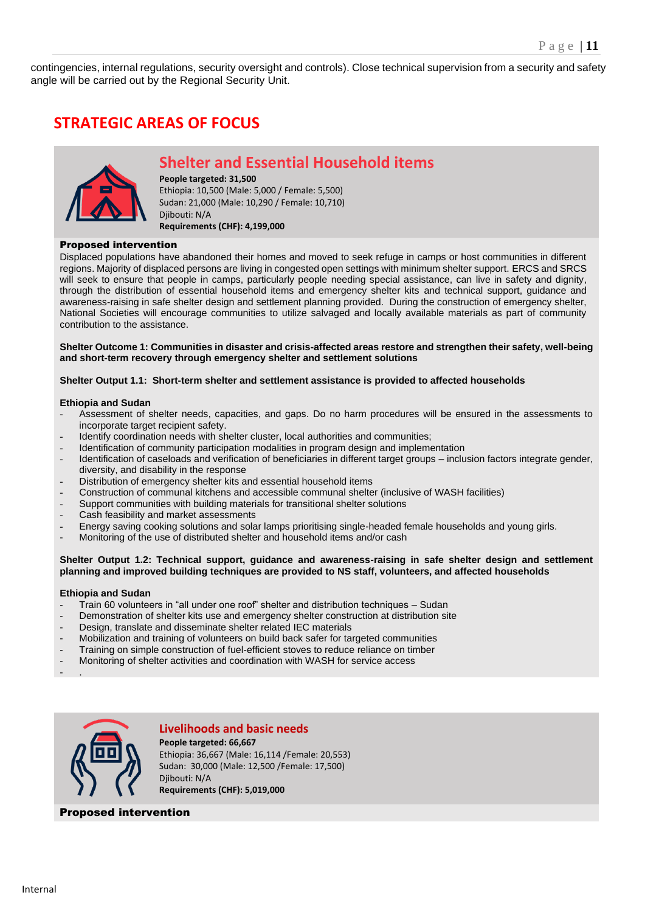contingencies, internal regulations, security oversight and controls). Close technical supervision from a security and safety angle will be carried out by the Regional Security Unit.

## STRATEGIC AREAS OF FOCUS

### Shelter and Essential Household items

**People targeted: 31,500**
Ethiopia: 10,500 (Male: 5,000 / Female: 5,500)
Sudan: 21,000 (Male: 10,290 / Female: 10,710)
Djibouti: N/A
**Requirements (CHF): 4,199,000**

**Proposed intervention**

Displaced populations have abandoned their homes and moved to seek refuge in camps or host communities in different regions. Majority of displaced persons are living in congested open settings with minimum shelter support. ERCS and SRCS will seek to ensure that people in camps, particularly people needing special assistance, can live in safety and dignity, through the distribution of essential household items and emergency shelter kits and technical support, guidance and awareness-raising in safe shelter design and settlement planning provided. During the construction of emergency shelter, National Societies will encourage communities to utilize salvaged and locally available materials as part of community contribution to the assistance.

**Shelter Outcome 1: Communities in disaster and crisis-affected areas restore and strengthen their safety, well-being and short-term recovery through emergency shelter and settlement solutions**

**Shelter Output 1.1: Short-term shelter and settlement assistance is provided to affected households**

**Ethiopia and Sudan**

- Assessment of shelter needs, capacities, and gaps. Do no harm procedures will be ensured in the assessments to incorporate target recipient safety.
- Identify coordination needs with shelter cluster, local authorities and communities;
- Identification of community participation modalities in program design and implementation
- Identification of caseloads and verification of beneficiaries in different target groups – inclusion factors integrate gender, diversity, and disability in the response
- Distribution of emergency shelter kits and essential household items
- Construction of communal kitchens and accessible communal shelter (inclusive of WASH facilities)
- Support communities with building materials for transitional shelter solutions
- Cash feasibility and market assessments
- Energy saving cooking solutions and solar lamps prioritising single-headed female households and young girls.
- Monitoring of the use of distributed shelter and household items and/or cash

**Shelter Output 1.2: Technical support, guidance and awareness-raising in safe shelter design and settlement planning and improved building techniques are provided to NS staff, volunteers, and affected households**

**Ethiopia and Sudan**

- Train 60 volunteers in "all under one roof" shelter and distribution techniques – Sudan
- Demonstration of shelter kits use and emergency shelter construction at distribution site
- Design, translate and disseminate shelter related IEC materials
- Mobilization and training of volunteers on build back safer for targeted communities
- Training on simple construction of fuel-efficient stoves to reduce reliance on timber
- Monitoring of shelter activities and coordination with WASH for service access
- .

### Livelihoods and basic needs

**People targeted: 66,667**
Ethiopia: 36,667 (Male: 16,114 /Female: 20,553)
Sudan: 30,000 (Male: 12,500 /Female: 17,500)
Djibouti: N/A
**Requirements (CHF): 5,019,000**

**Proposed intervention**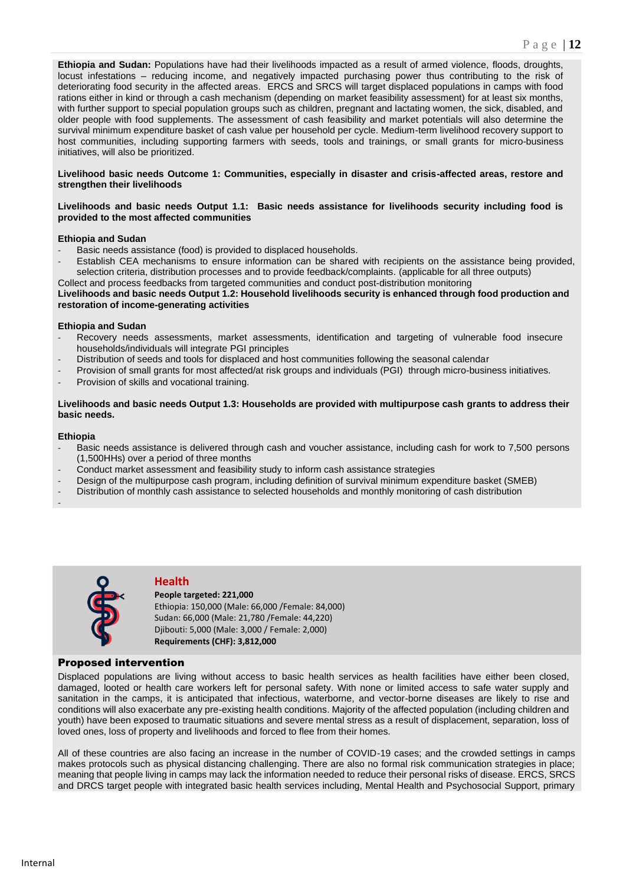**Ethiopia and Sudan:** Populations have had their livelihoods impacted as a result of armed violence, floods, droughts, locust infestations – reducing income, and negatively impacted purchasing power thus contributing to the risk of deteriorating food security in the affected areas. ERCS and SRCS will target displaced populations in camps with food rations either in kind or through a cash mechanism (depending on market feasibility assessment) for at least six months, with further support to special population groups such as children, pregnant and lactating women, the sick, disabled, and older people with food supplements. The assessment of cash feasibility and market potentials will also determine the survival minimum expenditure basket of cash value per household per cycle. Medium-term livelihood recovery support to host communities, including supporting farmers with seeds, tools and trainings, or small grants for micro-business initiatives, will also be prioritized.

**Livelihood basic needs Outcome 1: Communities, especially in disaster and crisis-affected areas, restore and strengthen their livelihoods**

**Livelihoods and basic needs Output 1.1: Basic needs assistance for livelihoods security including food is provided to the most affected communities**

**Ethiopia and Sudan**

- Basic needs assistance (food) is provided to displaced households.
- Establish CEA mechanisms to ensure information can be shared with recipients on the assistance being provided, selection criteria, distribution processes and to provide feedback/complaints. (applicable for all three outputs)

Collect and process feedbacks from targeted communities and conduct post-distribution monitoring

**Livelihoods and basic needs Output 1.2: Household livelihoods security is enhanced through food production and restoration of income-generating activities**

**Ethiopia and Sudan**

- Recovery needs assessments, market assessments, identification and targeting of vulnerable food insecure households/individuals will integrate PGI principles
- Distribution of seeds and tools for displaced and host communities following the seasonal calendar
- Provision of small grants for most affected/at risk groups and individuals (PGI) through micro-business initiatives.
- Provision of skills and vocational training.

**Livelihoods and basic needs Output 1.3: Households are provided with multipurpose cash grants to address their basic needs.**

**Ethiopia**

- Basic needs assistance is delivered through cash and voucher assistance, including cash for work to 7,500 persons (1,500HHs) over a period of three months
- Conduct market assessment and feasibility study to inform cash assistance strategies
- Design of the multipurpose cash program, including definition of survival minimum expenditure basket (SMEB)
- Distribution of monthly cash assistance to selected households and monthly monitoring of cash distribution

## Health

**People targeted: 221,000**
Ethiopia: 150,000 (Male: 66,000 /Female: 84,000)
Sudan: 66,000 (Male: 21,780 /Female: 44,220)
Djibouti: 5,000 (Male: 3,000 / Female: 2,000)
**Requirements (CHF): 3,812,000**

### Proposed intervention

Displaced populations are living without access to basic health services as health facilities have either been closed, damaged, looted or health care workers left for personal safety. With none or limited access to safe water supply and sanitation in the camps, it is anticipated that infectious, waterborne, and vector-borne diseases are likely to rise and conditions will also exacerbate any pre-existing health conditions. Majority of the affected population (including children and youth) have been exposed to traumatic situations and severe mental stress as a result of displacement, separation, loss of loved ones, loss of property and livelihoods and forced to flee from their homes.

All of these countries are also facing an increase in the number of COVID-19 cases; and the crowded settings in camps makes protocols such as physical distancing challenging. There are also no formal risk communication strategies in place; meaning that people living in camps may lack the information needed to reduce their personal risks of disease. ERCS, SRCS and DRCS target people with integrated basic health services including, Mental Health and Psychosocial Support, primary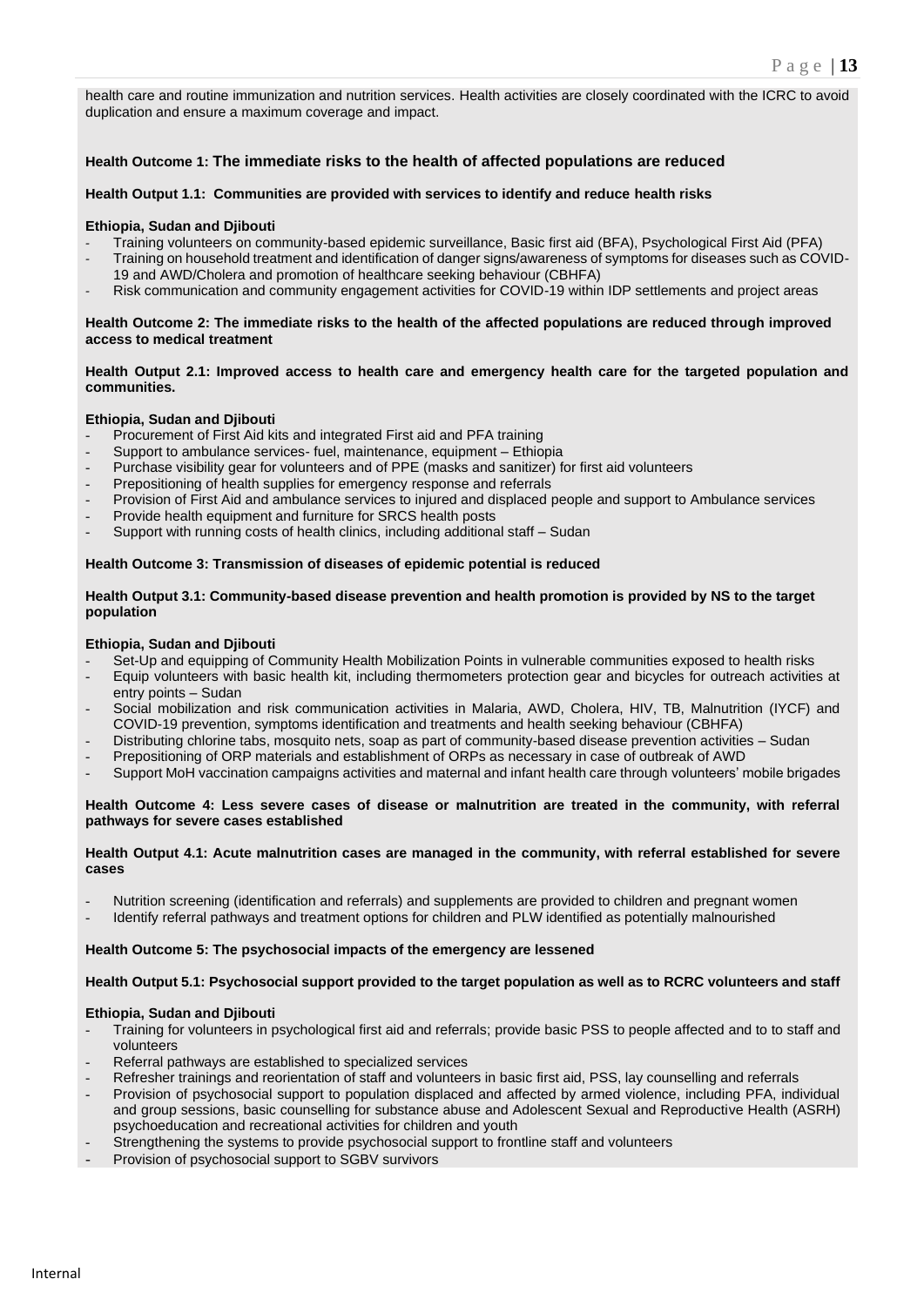health care and routine immunization and nutrition services. Health activities are closely coordinated with the ICRC to avoid duplication and ensure a maximum coverage and impact.

**Health Outcome 1: The immediate risks to the health of affected populations are reduced**

**Health Output 1.1: Communities are provided with services to identify and reduce health risks**

**Ethiopia, Sudan and Djibouti**

- Training volunteers on community-based epidemic surveillance, Basic first aid (BFA), Psychological First Aid (PFA)
- Training on household treatment and identification of danger signs/awareness of symptoms for diseases such as COVID-19 and AWD/Cholera and promotion of healthcare seeking behaviour (CBHFA)
- Risk communication and community engagement activities for COVID-19 within IDP settlements and project areas

**Health Outcome 2: The immediate risks to the health of the affected populations are reduced through improved access to medical treatment**

**Health Output 2.1: Improved access to health care and emergency health care for the targeted population and communities.**

**Ethiopia, Sudan and Djibouti**

- Procurement of First Aid kits and integrated First aid and PFA training
- Support to ambulance services- fuel, maintenance, equipment – Ethiopia
- Purchase visibility gear for volunteers and of PPE (masks and sanitizer) for first aid volunteers
- Prepositioning of health supplies for emergency response and referrals
- Provision of First Aid and ambulance services to injured and displaced people and support to Ambulance services
- Provide health equipment and furniture for SRCS health posts
- Support with running costs of health clinics, including additional staff – Sudan

**Health Outcome 3: Transmission of diseases of epidemic potential is reduced**

**Health Output 3.1: Community-based disease prevention and health promotion is provided by NS to the target population**

**Ethiopia, Sudan and Djibouti**

- Set-Up and equipping of Community Health Mobilization Points in vulnerable communities exposed to health risks
- Equip volunteers with basic health kit, including thermometers protection gear and bicycles for outreach activities at entry points – Sudan
- Social mobilization and risk communication activities in Malaria, AWD, Cholera, HIV, TB, Malnutrition (IYCF) and COVID-19 prevention, symptoms identification and treatments and health seeking behaviour (CBHFA)
- Distributing chlorine tabs, mosquito nets, soap as part of community-based disease prevention activities – Sudan
- Prepositioning of ORP materials and establishment of ORPs as necessary in case of outbreak of AWD
- Support MoH vaccination campaigns activities and maternal and infant health care through volunteers' mobile brigades

**Health Outcome 4: Less severe cases of disease or malnutrition are treated in the community, with referral pathways for severe cases established**

**Health Output 4.1: Acute malnutrition cases are managed in the community, with referral established for severe cases**

- Nutrition screening (identification and referrals) and supplements are provided to children and pregnant women
- Identify referral pathways and treatment options for children and PLW identified as potentially malnourished

**Health Outcome 5: The psychosocial impacts of the emergency are lessened**

**Health Output 5.1: Psychosocial support provided to the target population as well as to RCRC volunteers and staff**

**Ethiopia, Sudan and Djibouti**

- Training for volunteers in psychological first aid and referrals; provide basic PSS to people affected and to to staff and volunteers
- Referral pathways are established to specialized services
- Refresher trainings and reorientation of staff and volunteers in basic first aid, PSS, lay counselling and referrals
- Provision of psychosocial support to population displaced and affected by armed violence, including PFA, individual and group sessions, basic counselling for substance abuse and Adolescent Sexual and Reproductive Health (ASRH) psychoeducation and recreational activities for children and youth
- Strengthening the systems to provide psychosocial support to frontline staff and volunteers
- Provision of psychosocial support to SGBV survivors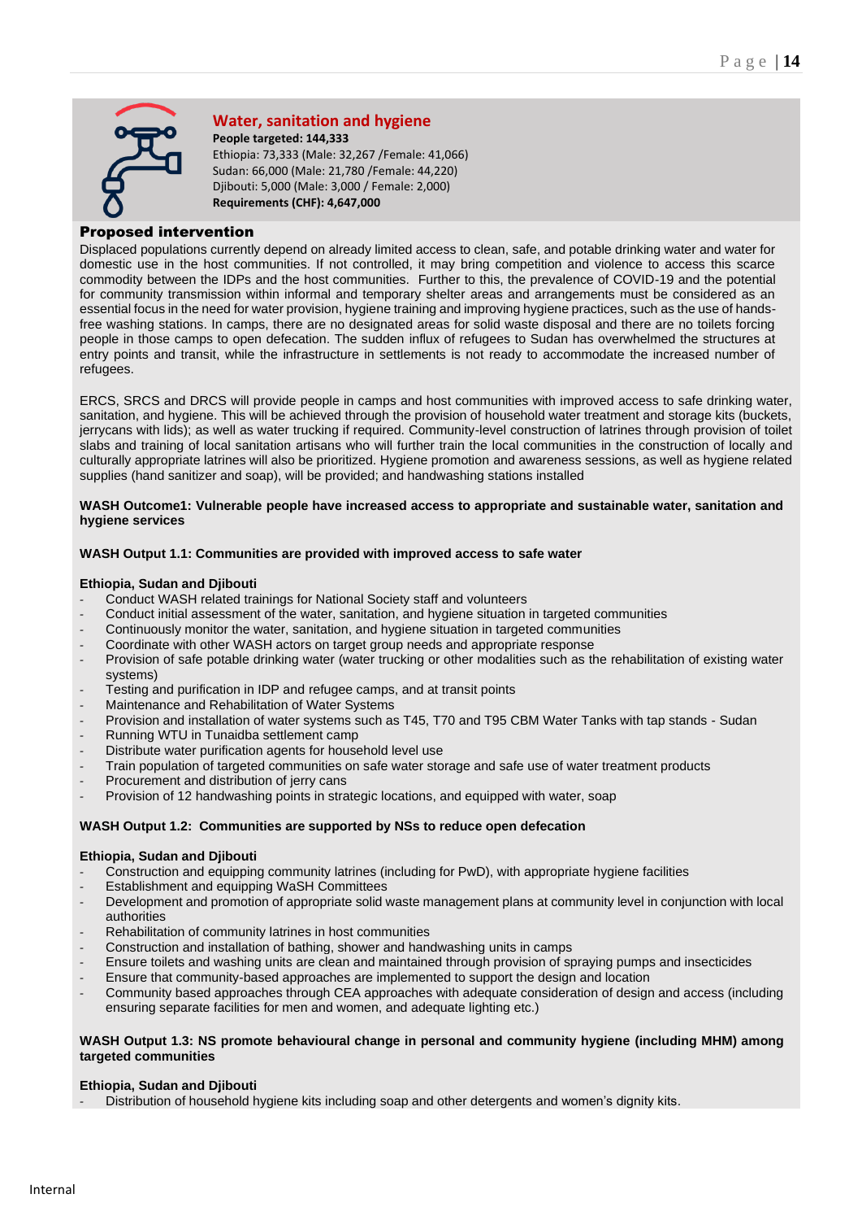## Water, sanitation and hygiene

**People targeted: 144,333**
Ethiopia: 73,333 (Male: 32,267 /Female: 41,066)
Sudan: 66,000 (Male: 21,780 /Female: 44,220)
Djibouti: 5,000 (Male: 3,000 / Female: 2,000)
**Requirements (CHF): 4,647,000**

### Proposed intervention

Displaced populations currently depend on already limited access to clean, safe, and potable drinking water and water for domestic use in the host communities. If not controlled, it may bring competition and violence to access this scarce commodity between the IDPs and the host communities. Further to this, the prevalence of COVID-19 and the potential for community transmission within informal and temporary shelter areas and arrangements must be considered as an essential focus in the need for water provision, hygiene training and improving hygiene practices, such as the use of hands-free washing stations. In camps, there are no designated areas for solid waste disposal and there are no toilets forcing people in those camps to open defecation. The sudden influx of refugees to Sudan has overwhelmed the structures at entry points and transit, while the infrastructure in settlements is not ready to accommodate the increased number of refugees.

ERCS, SRCS and DRCS will provide people in camps and host communities with improved access to safe drinking water, sanitation, and hygiene. This will be achieved through the provision of household water treatment and storage kits (buckets, jerrycans with lids); as well as water trucking if required. Community-level construction of latrines through provision of toilet slabs and training of local sanitation artisans who will further train the local communities in the construction of locally and culturally appropriate latrines will also be prioritized. Hygiene promotion and awareness sessions, as well as hygiene related supplies (hand sanitizer and soap), will be provided; and handwashing stations installed

**WASH Outcome1: Vulnerable people have increased access to appropriate and sustainable water, sanitation and hygiene services**

**WASH Output 1.1: Communities are provided with improved access to safe water**

**Ethiopia, Sudan and Djibouti**

- Conduct WASH related trainings for National Society staff and volunteers
- Conduct initial assessment of the water, sanitation, and hygiene situation in targeted communities
- Continuously monitor the water, sanitation, and hygiene situation in targeted communities
- Coordinate with other WASH actors on target group needs and appropriate response
- Provision of safe potable drinking water (water trucking or other modalities such as the rehabilitation of existing water systems)
- Testing and purification in IDP and refugee camps, and at transit points
- Maintenance and Rehabilitation of Water Systems
- Provision and installation of water systems such as T45, T70 and T95 CBM Water Tanks with tap stands - Sudan
- Running WTU in Tunaidba settlement camp
- Distribute water purification agents for household level use
- Train population of targeted communities on safe water storage and safe use of water treatment products
- Procurement and distribution of jerry cans
- Provision of 12 handwashing points in strategic locations, and equipped with water, soap

**WASH Output 1.2: Communities are supported by NSs to reduce open defecation**

**Ethiopia, Sudan and Djibouti**

- Construction and equipping community latrines (including for PwD), with appropriate hygiene facilities
- Establishment and equipping WaSH Committees
- Development and promotion of appropriate solid waste management plans at community level in conjunction with local authorities
- Rehabilitation of community latrines in host communities
- Construction and installation of bathing, shower and handwashing units in camps
- Ensure toilets and washing units are clean and maintained through provision of spraying pumps and insecticides
- Ensure that community-based approaches are implemented to support the design and location
- Community based approaches through CEA approaches with adequate consideration of design and access (including ensuring separate facilities for men and women, and adequate lighting etc.)

**WASH Output 1.3: NS promote behavioural change in personal and community hygiene (including MHM) among targeted communities**

**Ethiopia, Sudan and Djibouti**

- Distribution of household hygiene kits including soap and other detergents and women's dignity kits.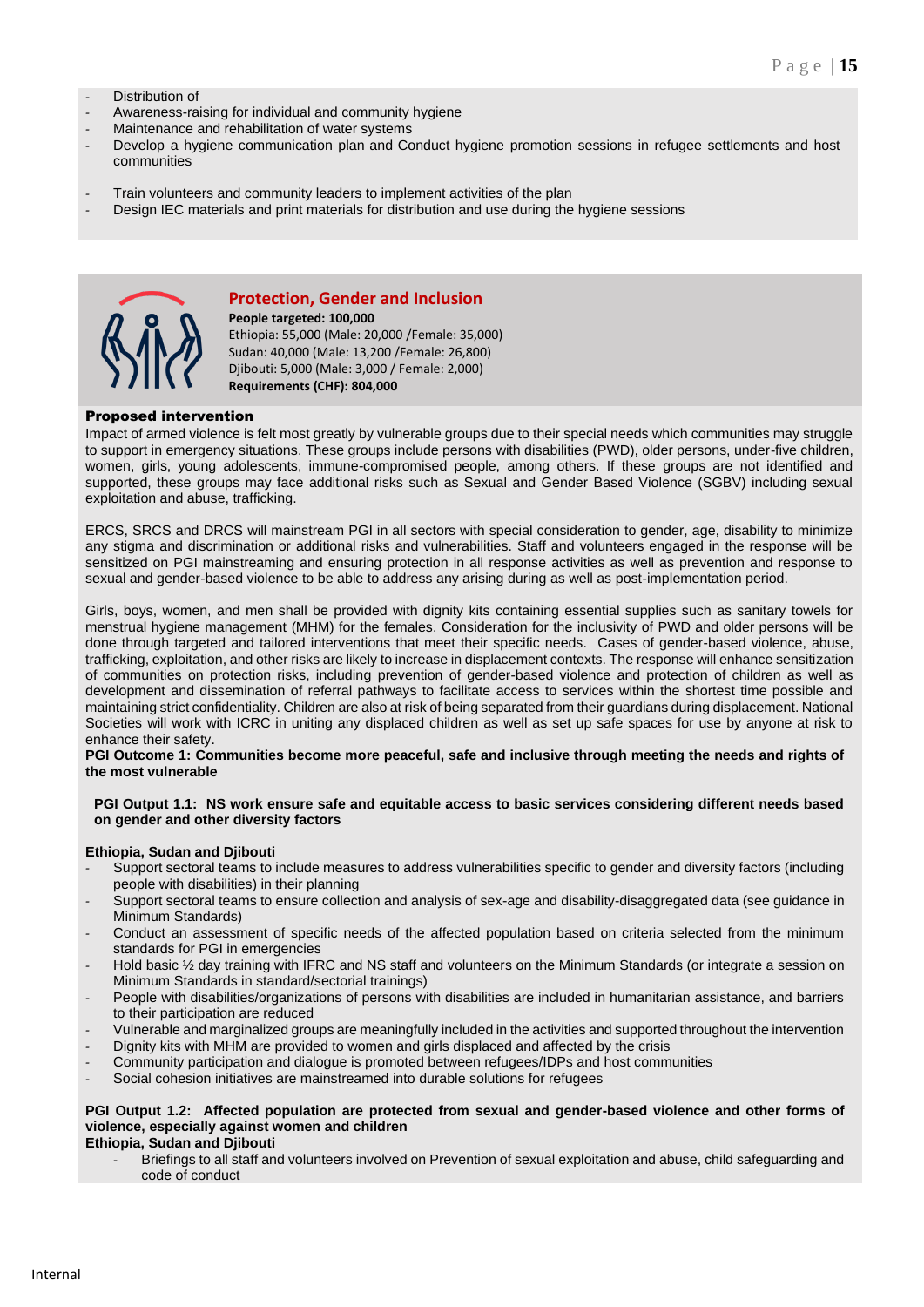- Distribution of
- Awareness-raising for individual and community hygiene
- Maintenance and rehabilitation of water systems
- Develop a hygiene communication plan and Conduct hygiene promotion sessions in refugee settlements and host communities

- Train volunteers and community leaders to implement activities of the plan
- Design IEC materials and print materials for distribution and use during the hygiene sessions

## Protection, Gender and Inclusion

**People targeted: 100,000**
Ethiopia: 55,000 (Male: 20,000 /Female: 35,000)
Sudan: 40,000 (Male: 13,200 /Female: 26,800)
Djibouti: 5,000 (Male: 3,000 / Female: 2,000)
**Requirements (CHF): 804,000**

**Proposed intervention**

Impact of armed violence is felt most greatly by vulnerable groups due to their special needs which communities may struggle to support in emergency situations. These groups include persons with disabilities (PWD), older persons, under-five children, women, girls, young adolescents, immune-compromised people, among others. If these groups are not identified and supported, these groups may face additional risks such as Sexual and Gender Based Violence (SGBV) including sexual exploitation and abuse, trafficking.

ERCS, SRCS and DRCS will mainstream PGI in all sectors with special consideration to gender, age, disability to minimize any stigma and discrimination or additional risks and vulnerabilities. Staff and volunteers engaged in the response will be sensitized on PGI mainstreaming and ensuring protection in all response activities as well as prevention and response to sexual and gender-based violence to be able to address any arising during as well as post-implementation period.

Girls, boys, women, and men shall be provided with dignity kits containing essential supplies such as sanitary towels for menstrual hygiene management (MHM) for the females. Consideration for the inclusivity of PWD and older persons will be done through targeted and tailored interventions that meet their specific needs. Cases of gender-based violence, abuse, trafficking, exploitation, and other risks are likely to increase in displacement contexts. The response will enhance sensitization of communities on protection risks, including prevention of gender-based violence and protection of children as well as development and dissemination of referral pathways to facilitate access to services within the shortest time possible and maintaining strict confidentiality. Children are also at risk of being separated from their guardians during displacement. National Societies will work with ICRC in uniting any displaced children as well as set up safe spaces for use by anyone at risk to enhance their safety.

**PGI Outcome 1: Communities become more peaceful, safe and inclusive through meeting the needs and rights of the most vulnerable**

**PGI Output 1.1: NS work ensure safe and equitable access to basic services considering different needs based on gender and other diversity factors**

**Ethiopia, Sudan and Djibouti**

- Support sectoral teams to include measures to address vulnerabilities specific to gender and diversity factors (including people with disabilities) in their planning
- Support sectoral teams to ensure collection and analysis of sex-age and disability-disaggregated data (see guidance in Minimum Standards)
- Conduct an assessment of specific needs of the affected population based on criteria selected from the minimum standards for PGI in emergencies
- Hold basic ½ day training with IFRC and NS staff and volunteers on the Minimum Standards (or integrate a session on Minimum Standards in standard/sectorial trainings)
- People with disabilities/organizations of persons with disabilities are included in humanitarian assistance, and barriers to their participation are reduced
- Vulnerable and marginalized groups are meaningfully included in the activities and supported throughout the intervention
- Dignity kits with MHM are provided to women and girls displaced and affected by the crisis
- Community participation and dialogue is promoted between refugees/IDPs and host communities
- Social cohesion initiatives are mainstreamed into durable solutions for refugees

**PGI Output 1.2: Affected population are protected from sexual and gender-based violence and other forms of violence, especially against women and children**

**Ethiopia, Sudan and Djibouti**

- Briefings to all staff and volunteers involved on Prevention of sexual exploitation and abuse, child safeguarding and code of conduct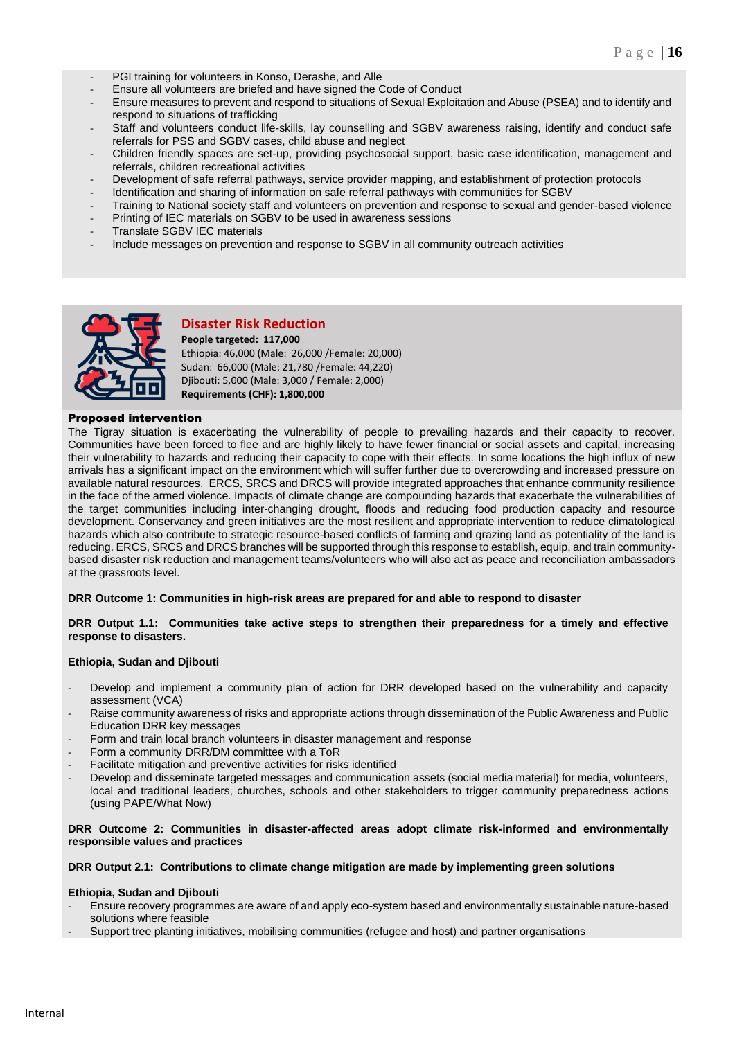- PGI training for volunteers in Konso, Derashe, and Alle
- Ensure all volunteers are briefed and have signed the Code of Conduct
- Ensure measures to prevent and respond to situations of Sexual Exploitation and Abuse (PSEA) and to identify and respond to situations of trafficking
- Staff and volunteers conduct life-skills, lay counselling and SGBV awareness raising, identify and conduct safe referrals for PSS and SGBV cases, child abuse and neglect
- Children friendly spaces are set-up, providing psychosocial support, basic case identification, management and referrals, children recreational activities
- Development of safe referral pathways, service provider mapping, and establishment of protection protocols
- Identification and sharing of information on safe referral pathways with communities for SGBV
- Training to National society staff and volunteers on prevention and response to sexual and gender-based violence
- Printing of IEC materials on SGBV to be used in awareness sessions
- Translate SGBV IEC materials
- Include messages on prevention and response to SGBV in all community outreach activities

## Disaster Risk Reduction

**People targeted: 117,000**
Ethiopia: 46,000 (Male: 26,000 /Female: 20,000)
Sudan: 66,000 (Male: 21,780 /Female: 44,220)
Djibouti: 5,000 (Male: 3,000 / Female: 2,000)
**Requirements (CHF): 1,800,000**

**Proposed intervention**

The Tigray situation is exacerbating the vulnerability of people to prevailing hazards and their capacity to recover. Communities have been forced to flee and are highly likely to have fewer financial or social assets and capital, increasing their vulnerability to hazards and reducing their capacity to cope with their effects. In some locations the high influx of new arrivals has a significant impact on the environment which will suffer further due to overcrowding and increased pressure on available natural resources. ERCS, SRCS and DRCS will provide integrated approaches that enhance community resilience in the face of the armed violence. Impacts of climate change are compounding hazards that exacerbate the vulnerabilities of the target communities including inter-changing drought, floods and reducing food production capacity and resource development. Conservancy and green initiatives are the most resilient and appropriate intervention to reduce climatological hazards which also contribute to strategic resource-based conflicts of farming and grazing land as potentiality of the land is reducing. ERCS, SRCS and DRCS branches will be supported through this response to establish, equip, and train community-based disaster risk reduction and management teams/volunteers who will also act as peace and reconciliation ambassadors at the grassroots level.

**DRR Outcome 1: Communities in high-risk areas are prepared for and able to respond to disaster**

**DRR Output 1.1: Communities take active steps to strengthen their preparedness for a timely and effective response to disasters.**

**Ethiopia, Sudan and Djibouti**

- Develop and implement a community plan of action for DRR developed based on the vulnerability and capacity assessment (VCA)
- Raise community awareness of risks and appropriate actions through dissemination of the Public Awareness and Public Education DRR key messages
- Form and train local branch volunteers in disaster management and response
- Form a community DRR/DM committee with a ToR
- Facilitate mitigation and preventive activities for risks identified
- Develop and disseminate targeted messages and communication assets (social media material) for media, volunteers, local and traditional leaders, churches, schools and other stakeholders to trigger community preparedness actions (using PAPE/What Now)

**DRR Outcome 2: Communities in disaster-affected areas adopt climate risk-informed and environmentally responsible values and practices**

**DRR Output 2.1: Contributions to climate change mitigation are made by implementing green solutions**

**Ethiopia, Sudan and Djibouti**

- Ensure recovery programmes are aware of and apply eco-system based and environmentally sustainable nature-based solutions where feasible
- Support tree planting initiatives, mobilising communities (refugee and host) and partner organisations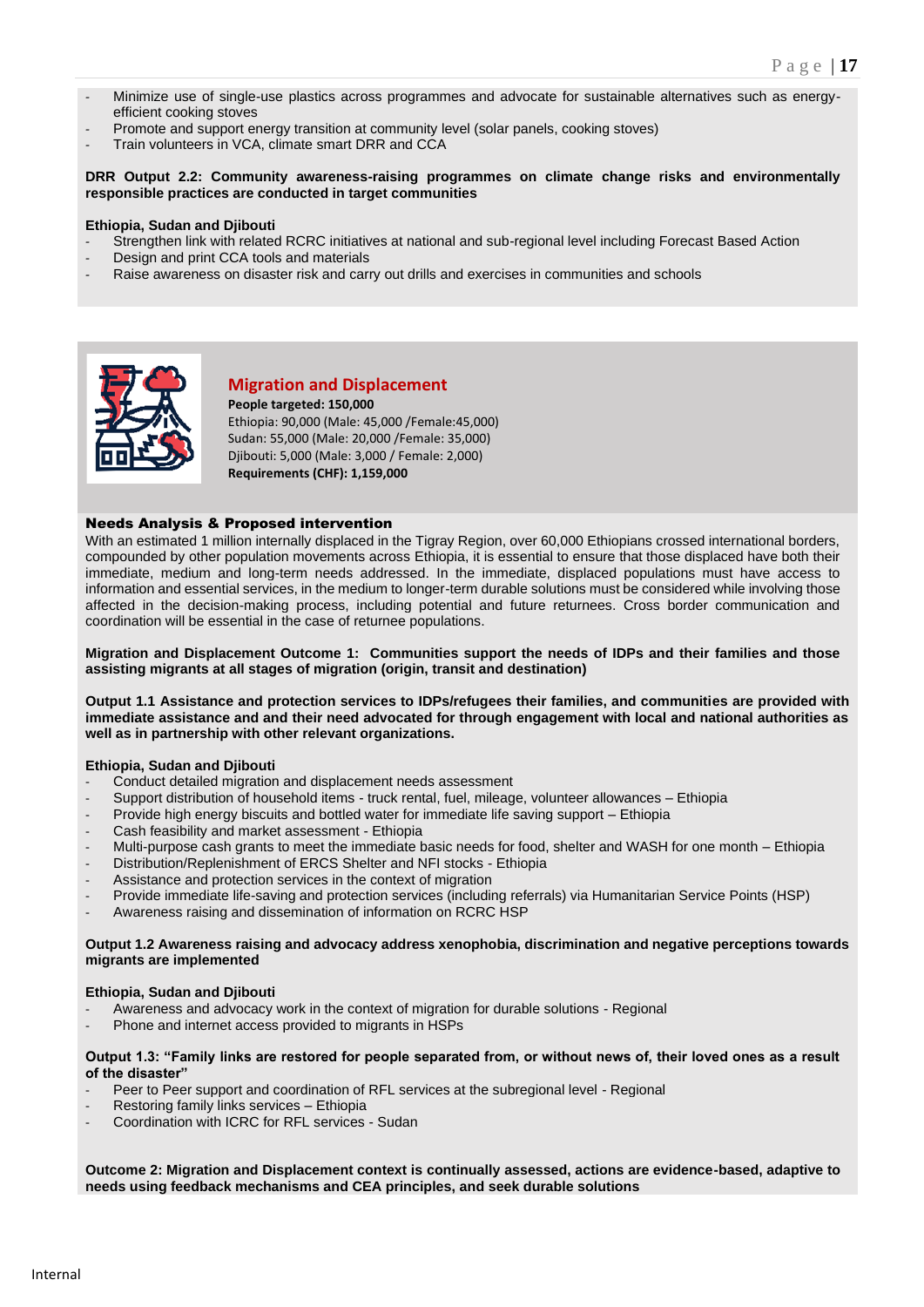- Minimize use of single-use plastics across programmes and advocate for sustainable alternatives such as energy-efficient cooking stoves
- Promote and support energy transition at community level (solar panels, cooking stoves)
- Train volunteers in VCA, climate smart DRR and CCA

**DRR Output 2.2: Community awareness-raising programmes on climate change risks and environmentally responsible practices are conducted in target communities**

**Ethiopia, Sudan and Djibouti**

- Strengthen link with related RCRC initiatives at national and sub-regional level including Forecast Based Action
- Design and print CCA tools and materials
- Raise awareness on disaster risk and carry out drills and exercises in communities and schools

## Migration and Displacement

**People targeted: 150,000**
Ethiopia: 90,000 (Male: 45,000 /Female:45,000)
Sudan: 55,000 (Male: 20,000 /Female: 35,000)
Djibouti: 5,000 (Male: 3,000 / Female: 2,000)
**Requirements (CHF): 1,159,000**

### Needs Analysis & Proposed intervention

With an estimated 1 million internally displaced in the Tigray Region, over 60,000 Ethiopians crossed international borders, compounded by other population movements across Ethiopia, it is essential to ensure that those displaced have both their immediate, medium and long-term needs addressed. In the immediate, displaced populations must have access to information and essential services, in the medium to longer-term durable solutions must be considered while involving those affected in the decision-making process, including potential and future returnees. Cross border communication and coordination will be essential in the case of returnee populations.

**Migration and Displacement Outcome 1: Communities support the needs of IDPs and their families and those assisting migrants at all stages of migration (origin, transit and destination)**

**Output 1.1 Assistance and protection services to IDPs/refugees their families, and communities are provided with immediate assistance and and their need advocated for through engagement with local and national authorities as well as in partnership with other relevant organizations.**

**Ethiopia, Sudan and Djibouti**

- Conduct detailed migration and displacement needs assessment
- Support distribution of household items - truck rental, fuel, mileage, volunteer allowances – Ethiopia
- Provide high energy biscuits and bottled water for immediate life saving support – Ethiopia
- Cash feasibility and market assessment - Ethiopia
- Multi-purpose cash grants to meet the immediate basic needs for food, shelter and WASH for one month – Ethiopia
- Distribution/Replenishment of ERCS Shelter and NFI stocks - Ethiopia
- Assistance and protection services in the context of migration
- Provide immediate life-saving and protection services (including referrals) via Humanitarian Service Points (HSP)
- Awareness raising and dissemination of information on RCRC HSP

**Output 1.2 Awareness raising and advocacy address xenophobia, discrimination and negative perceptions towards migrants are implemented**

**Ethiopia, Sudan and Djibouti**

- Awareness and advocacy work in the context of migration for durable solutions - Regional
- Phone and internet access provided to migrants in HSPs

**Output 1.3: "Family links are restored for people separated from, or without news of, their loved ones as a result of the disaster"**

- Peer to Peer support and coordination of RFL services at the subregional level - Regional
- Restoring family links services – Ethiopia
- Coordination with ICRC for RFL services - Sudan

**Outcome 2: Migration and Displacement context is continually assessed, actions are evidence-based, adaptive to needs using feedback mechanisms and CEA principles, and seek durable solutions**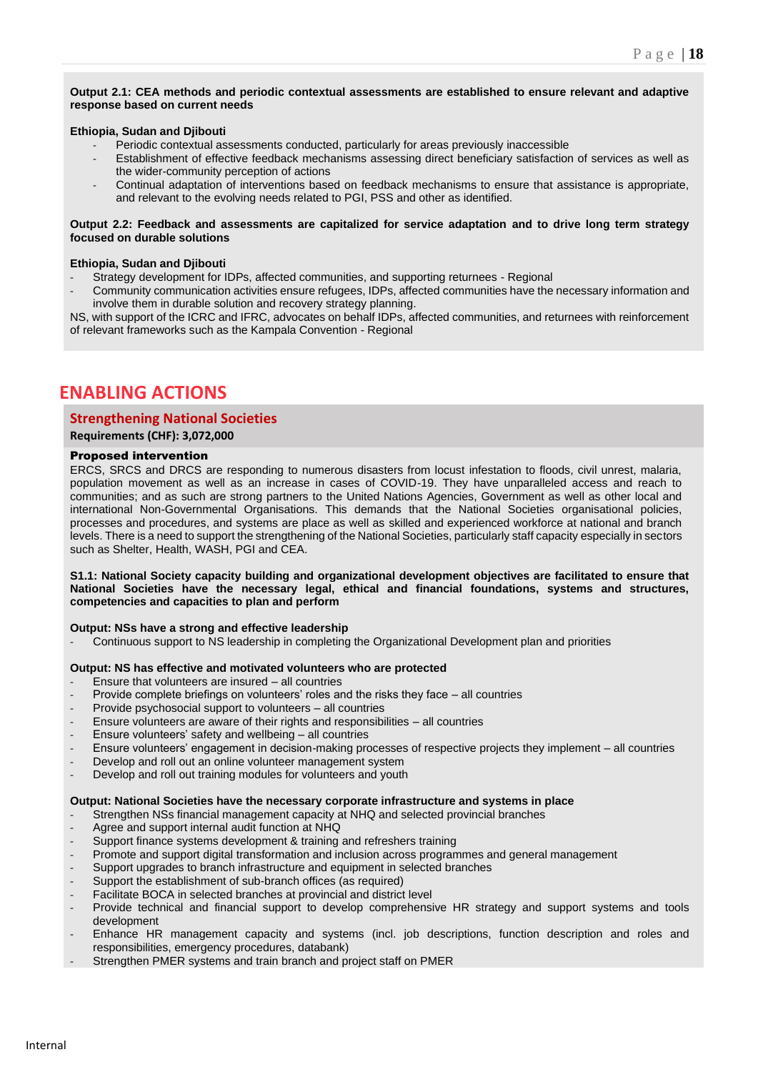**Output 2.1: CEA methods and periodic contextual assessments are established to ensure relevant and adaptive response based on current needs**

**Ethiopia, Sudan and Djibouti**

- Periodic contextual assessments conducted, particularly for areas previously inaccessible
- Establishment of effective feedback mechanisms assessing direct beneficiary satisfaction of services as well as the wider-community perception of actions
- Continual adaptation of interventions based on feedback mechanisms to ensure that assistance is appropriate, and relevant to the evolving needs related to PGI, PSS and other as identified.

**Output 2.2: Feedback and assessments are capitalized for service adaptation and to drive long term strategy focused on durable solutions**

**Ethiopia, Sudan and Djibouti**

- Strategy development for IDPs, affected communities, and supporting returnees - Regional
- Community communication activities ensure refugees, IDPs, affected communities have the necessary information and involve them in durable solution and recovery strategy planning.

NS, with support of the ICRC and IFRC, advocates on behalf IDPs, affected communities, and returnees with reinforcement of relevant frameworks such as the Kampala Convention - Regional

# ENABLING ACTIONS

## Strengthening National Societies

**Requirements (CHF): 3,072,000**

**Proposed intervention**

ERCS, SRCS and DRCS are responding to numerous disasters from locust infestation to floods, civil unrest, malaria, population movement as well as an increase in cases of COVID-19. They have unparalleled access and reach to communities; and as such are strong partners to the United Nations Agencies, Government as well as other local and international Non-Governmental Organisations. This demands that the National Societies organisational policies, processes and procedures, and systems are place as well as skilled and experienced workforce at national and branch levels. There is a need to support the strengthening of the National Societies, particularly staff capacity especially in sectors such as Shelter, Health, WASH, PGI and CEA.

**S1.1: National Society capacity building and organizational development objectives are facilitated to ensure that National Societies have the necessary legal, ethical and financial foundations, systems and structures, competencies and capacities to plan and perform**

**Output: NSs have a strong and effective leadership**

- Continuous support to NS leadership in completing the Organizational Development plan and priorities

**Output: NS has effective and motivated volunteers who are protected**

- Ensure that volunteers are insured – all countries
- Provide complete briefings on volunteers' roles and the risks they face – all countries
- Provide psychosocial support to volunteers – all countries
- Ensure volunteers are aware of their rights and responsibilities – all countries
- Ensure volunteers' safety and wellbeing – all countries
- Ensure volunteers' engagement in decision-making processes of respective projects they implement – all countries
- Develop and roll out an online volunteer management system
- Develop and roll out training modules for volunteers and youth

**Output: National Societies have the necessary corporate infrastructure and systems in place**

- Strengthen NSs financial management capacity at NHQ and selected provincial branches
- Agree and support internal audit function at NHQ
- Support finance systems development & training and refreshers training
- Promote and support digital transformation and inclusion across programmes and general management
- Support upgrades to branch infrastructure and equipment in selected branches
- Support the establishment of sub-branch offices (as required)
- Facilitate BOCA in selected branches at provincial and district level
- Provide technical and financial support to develop comprehensive HR strategy and support systems and tools development
- Enhance HR management capacity and systems (incl. job descriptions, function description and roles and responsibilities, emergency procedures, databank)
- Strengthen PMER systems and train branch and project staff on PMER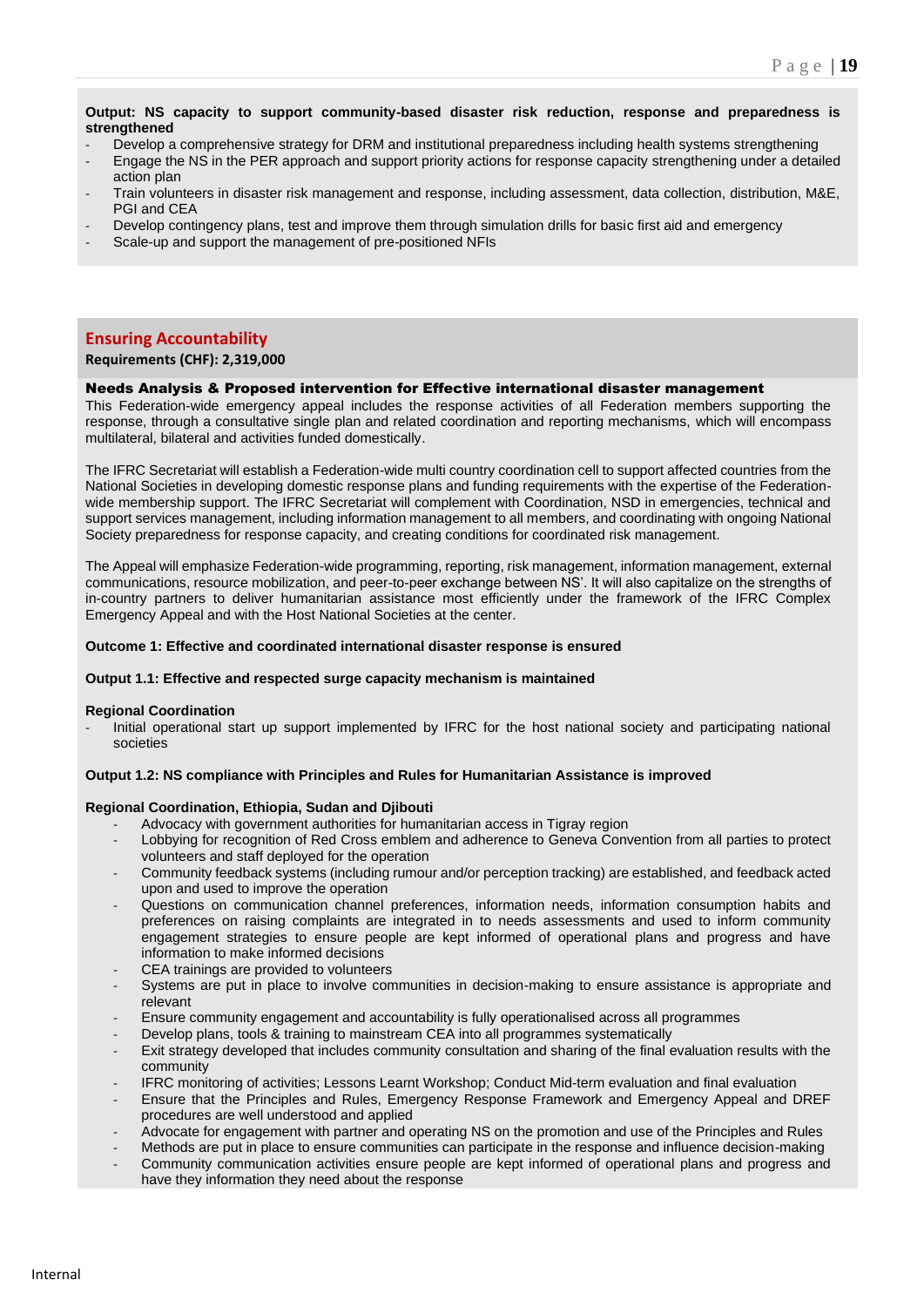**Output: NS capacity to support community-based disaster risk reduction, response and preparedness is strengthened**

- Develop a comprehensive strategy for DRM and institutional preparedness including health systems strengthening
- Engage the NS in the PER approach and support priority actions for response capacity strengthening under a detailed action plan
- Train volunteers in disaster risk management and response, including assessment, data collection, distribution, M&E, PGI and CEA
- Develop contingency plans, test and improve them through simulation drills for basic first aid and emergency
- Scale-up and support the management of pre-positioned NFIs

## Ensuring Accountability

**Requirements (CHF): 2,319,000**

### Needs Analysis & Proposed intervention for Effective international disaster management

This Federation-wide emergency appeal includes the response activities of all Federation members supporting the response, through a consultative single plan and related coordination and reporting mechanisms, which will encompass multilateral, bilateral and activities funded domestically.

The IFRC Secretariat will establish a Federation-wide multi country coordination cell to support affected countries from the National Societies in developing domestic response plans and funding requirements with the expertise of the Federation-wide membership support. The IFRC Secretariat will complement with Coordination, NSD in emergencies, technical and support services management, including information management to all members, and coordinating with ongoing National Society preparedness for response capacity, and creating conditions for coordinated risk management.

The Appeal will emphasize Federation-wide programming, reporting, risk management, information management, external communications, resource mobilization, and peer-to-peer exchange between NS'. It will also capitalize on the strengths of in-country partners to deliver humanitarian assistance most efficiently under the framework of the IFRC Complex Emergency Appeal and with the Host National Societies at the center.

**Outcome 1: Effective and coordinated international disaster response is ensured**

**Output 1.1: Effective and respected surge capacity mechanism is maintained**

**Regional Coordination**

- Initial operational start up support implemented by IFRC for the host national society and participating national societies

**Output 1.2: NS compliance with Principles and Rules for Humanitarian Assistance is improved**

**Regional Coordination, Ethiopia, Sudan and Djibouti**

- Advocacy with government authorities for humanitarian access in Tigray region
- Lobbying for recognition of Red Cross emblem and adherence to Geneva Convention from all parties to protect volunteers and staff deployed for the operation
- Community feedback systems (including rumour and/or perception tracking) are established, and feedback acted upon and used to improve the operation
- Questions on communication channel preferences, information needs, information consumption habits and preferences on raising complaints are integrated in to needs assessments and used to inform community engagement strategies to ensure people are kept informed of operational plans and progress and have information to make informed decisions
- CEA trainings are provided to volunteers
- Systems are put in place to involve communities in decision-making to ensure assistance is appropriate and relevant
- Ensure community engagement and accountability is fully operationalised across all programmes
- Develop plans, tools & training to mainstream CEA into all programmes systematically
- Exit strategy developed that includes community consultation and sharing of the final evaluation results with the community
- IFRC monitoring of activities; Lessons Learnt Workshop; Conduct Mid-term evaluation and final evaluation
- Ensure that the Principles and Rules, Emergency Response Framework and Emergency Appeal and DREF procedures are well understood and applied
- Advocate for engagement with partner and operating NS on the promotion and use of the Principles and Rules
- Methods are put in place to ensure communities can participate in the response and influence decision-making
- Community communication activities ensure people are kept informed of operational plans and progress and have they information they need about the response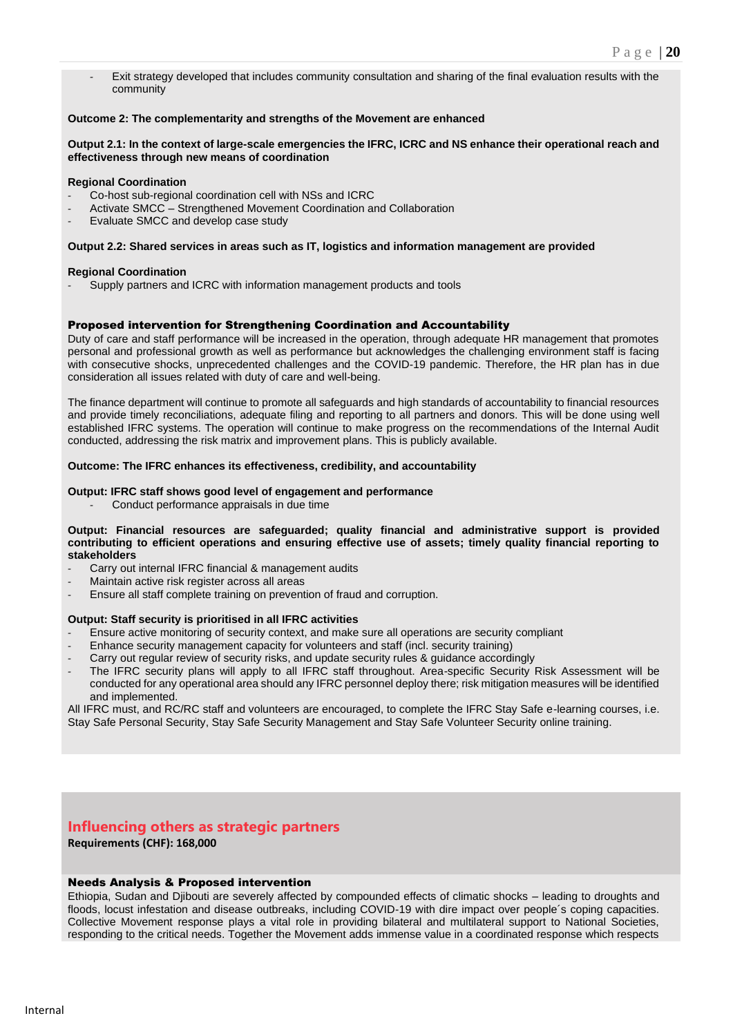- Exit strategy developed that includes community consultation and sharing of the final evaluation results with the community

**Outcome 2: The complementarity and strengths of the Movement are enhanced**

**Output 2.1: In the context of large-scale emergencies the IFRC, ICRC and NS enhance their operational reach and effectiveness through new means of coordination**

**Regional Coordination**

- Co-host sub-regional coordination cell with NSs and ICRC
- Activate SMCC – Strengthened Movement Coordination and Collaboration
- Evaluate SMCC and develop case study

**Output 2.2: Shared services in areas such as IT, logistics and information management are provided**

**Regional Coordination**

- Supply partners and ICRC with information management products and tools

### Proposed intervention for Strengthening Coordination and Accountability

Duty of care and staff performance will be increased in the operation, through adequate HR management that promotes personal and professional growth as well as performance but acknowledges the challenging environment staff is facing with consecutive shocks, unprecedented challenges and the COVID-19 pandemic. Therefore, the HR plan has in due consideration all issues related with duty of care and well-being.

The finance department will continue to promote all safeguards and high standards of accountability to financial resources and provide timely reconciliations, adequate filing and reporting to all partners and donors. This will be done using well established IFRC systems. The operation will continue to make progress on the recommendations of the Internal Audit conducted, addressing the risk matrix and improvement plans. This is publicly available.

**Outcome: The IFRC enhances its effectiveness, credibility, and accountability**

**Output: IFRC staff shows good level of engagement and performance**

- Conduct performance appraisals in due time

**Output: Financial resources are safeguarded; quality financial and administrative support is provided contributing to efficient operations and ensuring effective use of assets; timely quality financial reporting to stakeholders**

- Carry out internal IFRC financial & management audits
- Maintain active risk register across all areas
- Ensure all staff complete training on prevention of fraud and corruption.

**Output: Staff security is prioritised in all IFRC activities**

- Ensure active monitoring of security context, and make sure all operations are security compliant
- Enhance security management capacity for volunteers and staff (incl. security training)
- Carry out regular review of security risks, and update security rules & guidance accordingly
- The IFRC security plans will apply to all IFRC staff throughout. Area-specific Security Risk Assessment will be conducted for any operational area should any IFRC personnel deploy there; risk mitigation measures will be identified and implemented.

All IFRC must, and RC/RC staff and volunteers are encouraged, to complete the IFRC Stay Safe e-learning courses, i.e. Stay Safe Personal Security, Stay Safe Security Management and Stay Safe Volunteer Security online training.

## Influencing others as strategic partners

**Requirements (CHF): 168,000**

### Needs Analysis & Proposed intervention

Ethiopia, Sudan and Djibouti are severely affected by compounded effects of climatic shocks – leading to droughts and floods, locust infestation and disease outbreaks, including COVID-19 with dire impact over people´s coping capacities. Collective Movement response plays a vital role in providing bilateral and multilateral support to National Societies, responding to the critical needs. Together the Movement adds immense value in a coordinated response which respects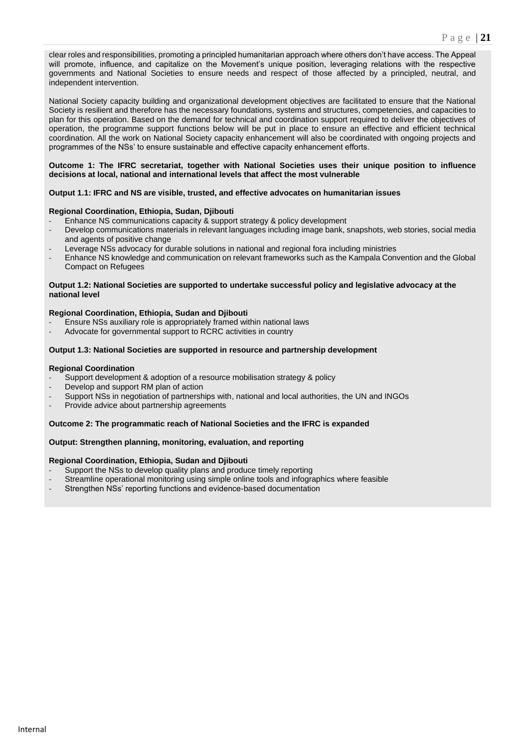clear roles and responsibilities, promoting a principled humanitarian approach where others don't have access. The Appeal will promote, influence, and capitalize on the Movement's unique position, leveraging relations with the respective governments and National Societies to ensure needs and respect of those affected by a principled, neutral, and independent intervention.

National Society capacity building and organizational development objectives are facilitated to ensure that the National Society is resilient and therefore has the necessary foundations, systems and structures, competencies, and capacities to plan for this operation. Based on the demand for technical and coordination support required to deliver the objectives of operation, the programme support functions below will be put in place to ensure an effective and efficient technical coordination. All the work on National Society capacity enhancement will also be coordinated with ongoing projects and programmes of the NSs' to ensure sustainable and effective capacity enhancement efforts.

**Outcome 1: The IFRC secretariat, together with National Societies uses their unique position to influence decisions at local, national and international levels that affect the most vulnerable**

**Output 1.1: IFRC and NS are visible, trusted, and effective advocates on humanitarian issues**

**Regional Coordination, Ethiopia, Sudan, Djibouti**

- Enhance NS communications capacity & support strategy & policy development
- Develop communications materials in relevant languages including image bank, snapshots, web stories, social media and agents of positive change
- Leverage NSs advocacy for durable solutions in national and regional fora including ministries
- Enhance NS knowledge and communication on relevant frameworks such as the Kampala Convention and the Global Compact on Refugees

**Output 1.2: National Societies are supported to undertake successful policy and legislative advocacy at the national level**

**Regional Coordination, Ethiopia, Sudan and Djibouti**

- Ensure NSs auxiliary role is appropriately framed within national laws
- Advocate for governmental support to RCRC activities in country

**Output 1.3: National Societies are supported in resource and partnership development**

**Regional Coordination**

- Support development & adoption of a resource mobilisation strategy & policy
- Develop and support RM plan of action
- Support NSs in negotiation of partnerships with, national and local authorities, the UN and INGOs
- Provide advice about partnership agreements

**Outcome 2: The programmatic reach of National Societies and the IFRC is expanded**

**Output: Strengthen planning, monitoring, evaluation, and reporting**

**Regional Coordination, Ethiopia, Sudan and Djibouti**

- Support the NSs to develop quality plans and produce timely reporting
- Streamline operational monitoring using simple online tools and infographics where feasible
- Strengthen NSs' reporting functions and evidence-based documentation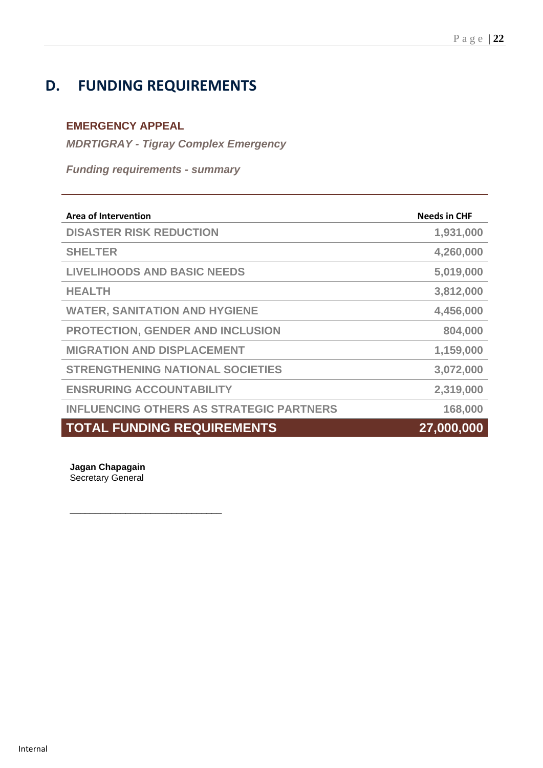# D. FUNDING REQUIREMENTS

**EMERGENCY APPEAL**

***MDRTIGRAY - Tigray Complex Emergency***

***Funding requirements - summary***

| Area of Intervention | Needs in CHF |
|---|---|
| DISASTER RISK REDUCTION | 1,931,000 |
| SHELTER | 4,260,000 |
| LIVELIHOODS AND BASIC NEEDS | 5,019,000 |
| HEALTH | 3,812,000 |
| WATER, SANITATION AND HYGIENE | 4,456,000 |
| PROTECTION, GENDER AND INCLUSION | 804,000 |
| MIGRATION AND DISPLACEMENT | 1,159,000 |
| STRENGTHENING NATIONAL SOCIETIES | 3,072,000 |
| ENSRURING ACCOUNTABILITY | 2,319,000 |
| INFLUENCING OTHERS AS STRATEGIC PARTNERS | 168,000 |
| **TOTAL FUNDING REQUIREMENTS** | **27,000,000** |

**Jagan Chapagain**
Secretary General

___________________________

Internal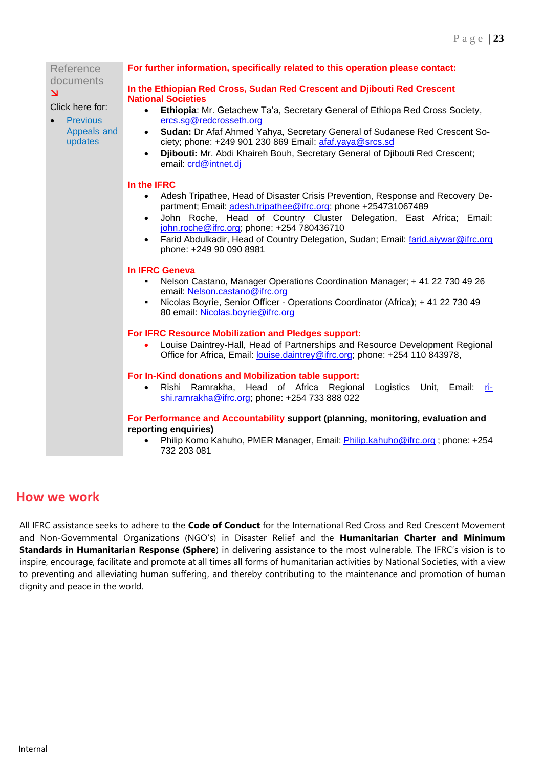Reference documents
↘

Click here for:

- Previous Appeals and updates

**For further information, specifically related to this operation please contact:**

**In the Ethiopian Red Cross, Sudan Red Crescent and Djibouti Red Crescent National Societies**

- **Ethiopia**: Mr. Getachew Ta'a, Secretary General of Ethiopa Red Cross Society, ercs.sg@redcrosseth.org
- **Sudan:** Dr Afaf Ahmed Yahya, Secretary General of Sudanese Red Crescent Society; phone: +249 901 230 869 Email: afaf.yaya@srcs.sd
- **Djibouti:** Mr. Abdi Khaireh Bouh, Secretary General of Djibouti Red Crescent; email: crd@intnet.dj

**In the IFRC**

- Adesh Tripathee, Head of Disaster Crisis Prevention, Response and Recovery Department; Email: adesh.tripathee@ifrc.org; phone +254731067489
- John Roche, Head of Country Cluster Delegation, East Africa; Email: john.roche@ifrc.org; phone: +254 780436710
- Farid Abdulkadir, Head of Country Delegation, Sudan; Email: farid.aiywar@ifrc.org phone: +249 90 090 8981

**In IFRC Geneva**

- Nelson Castano, Manager Operations Coordination Manager; + 41 22 730 49 26 email: Nelson.castano@ifrc.org
- Nicolas Boyrie, Senior Officer - Operations Coordinator (Africa); + 41 22 730 49 80 email: Nicolas.boyrie@ifrc.org

**For IFRC Resource Mobilization and Pledges support:**

- Louise Daintrey-Hall, Head of Partnerships and Resource Development Regional Office for Africa, Email: louise.daintrey@ifrc.org; phone: +254 110 843978,

**For In-Kind donations and Mobilization table support:**

- Rishi Ramrakha, Head of Africa Regional Logistics Unit, Email: rishi.ramrakha@ifrc.org; phone: +254 733 888 022

**For Performance and Accountability support (planning, monitoring, evaluation and reporting enquiries)**

- Philip Komo Kahuho, PMER Manager, Email: Philip.kahuho@ifrc.org ; phone: +254 732 203 081

## How we work

All IFRC assistance seeks to adhere to the **Code of Conduct** for the International Red Cross and Red Crescent Movement and Non-Governmental Organizations (NGO's) in Disaster Relief and the **Humanitarian Charter and Minimum Standards in Humanitarian Response (Sphere**) in delivering assistance to the most vulnerable. The IFRC's vision is to inspire, encourage, facilitate and promote at all times all forms of humanitarian activities by National Societies, with a view to preventing and alleviating human suffering, and thereby contributing to the maintenance and promotion of human dignity and peace in the world.

Internal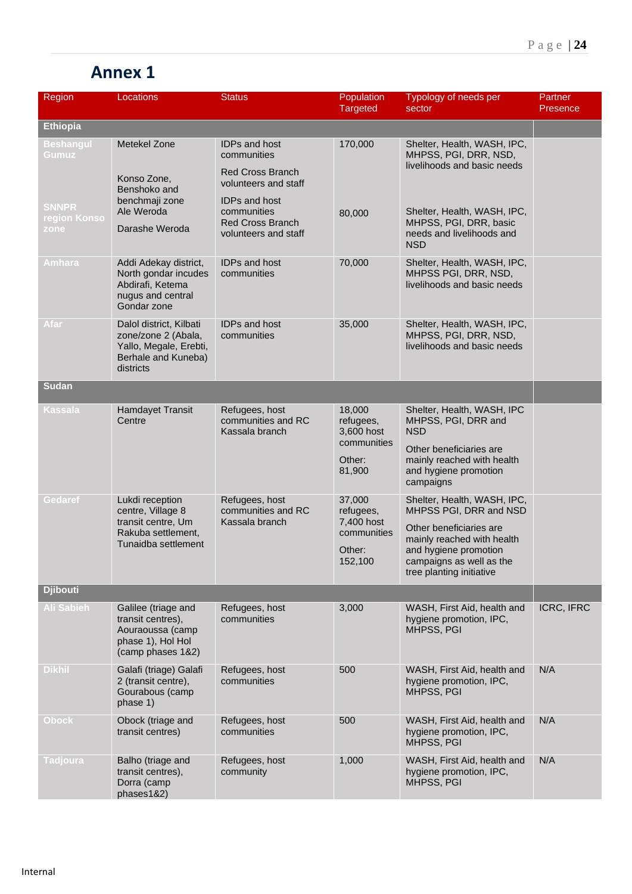# Annex 1

| Region | Locations | Status | Population Targeted | Typology of needs per sector | Partner Presence |
|---|---|---|---|---|---|
| **Ethiopia** | | | | | |
| Beshangul Gumuz | Metekel Zone | IDPs and host communities<br>Red Cross Branch volunteers and staff | 170,000 | Shelter, Health, WASH, IPC, MHPSS, PGI, DRR, NSD, livelihoods and basic needs | |
| SNNPR region Konso zone | Konso Zone, Benshoko and benchmaji zone Ale Weroda<br>Darashe Weroda | IDPs and host communities<br>Red Cross Branch volunteers and staff | 80,000 | Shelter, Health, WASH, IPC, MHPSS, PGI, DRR, basic needs and livelihoods and NSD | |
| Amhara | Addi Adekay district, North gondar incudes Abdirafi, Ketema nugus and central Gondar zone | IDPs and host communities | 70,000 | Shelter, Health, WASH, IPC, MHPSS PGI, DRR, NSD, livelihoods and basic needs | |
| Afar | Dalol district, Kilbati zone/zone 2 (Abala, Yallo, Megale, Erebti, Berhale and Kuneba) districts | IDPs and host communities | 35,000 | Shelter, Health, WASH, IPC, MHPSS, PGI, DRR, NSD, livelihoods and basic needs | |
| **Sudan** | | | | | |
| Kassala | Hamdayet Transit Centre | Refugees, host communities and RC Kassala branch | 18,000 refugees, 3,600 host communities<br>Other: 81,900 | Shelter, Health, WASH, IPC MHPSS, PGI, DRR and NSD<br>Other beneficiaries are mainly reached with health and hygiene promotion campaigns | |
| Gedaref | Lukdi reception centre, Village 8 transit centre, Um Rakuba settlement, Tunaidba settlement | Refugees, host communities and RC Kassala branch | 37,000 refugees, 7,400 host communities<br>Other: 152,100 | Shelter, Health, WASH, IPC, MHPSS PGI, DRR and NSD<br>Other beneficiaries are mainly reached with health and hygiene promotion campaigns as well as the tree planting initiative | |
| **Djibouti** | | | | | |
| Ali Sabieh | Galilee (triage and transit centres), Aouraoussa (camp phase 1), Hol Hol (camp phases 1&2) | Refugees, host communities | 3,000 | WASH, First Aid, health and hygiene promotion, IPC, MHPSS, PGI | ICRC, IFRC |
| Dikhil | Galafi (triage) Galafi 2 (transit centre), Gourabous (camp phase 1) | Refugees, host communities | 500 | WASH, First Aid, health and hygiene promotion, IPC, MHPSS, PGI | N/A |
| Obock | Obock (triage and transit centres) | Refugees, host communities | 500 | WASH, First Aid, health and hygiene promotion, IPC, MHPSS, PGI | N/A |
| Tadjoura | Balho (triage and transit centres), Dorra (camp phases1&2) | Refugees, host community | 1,000 | WASH, First Aid, health and hygiene promotion, IPC, MHPSS, PGI | N/A |